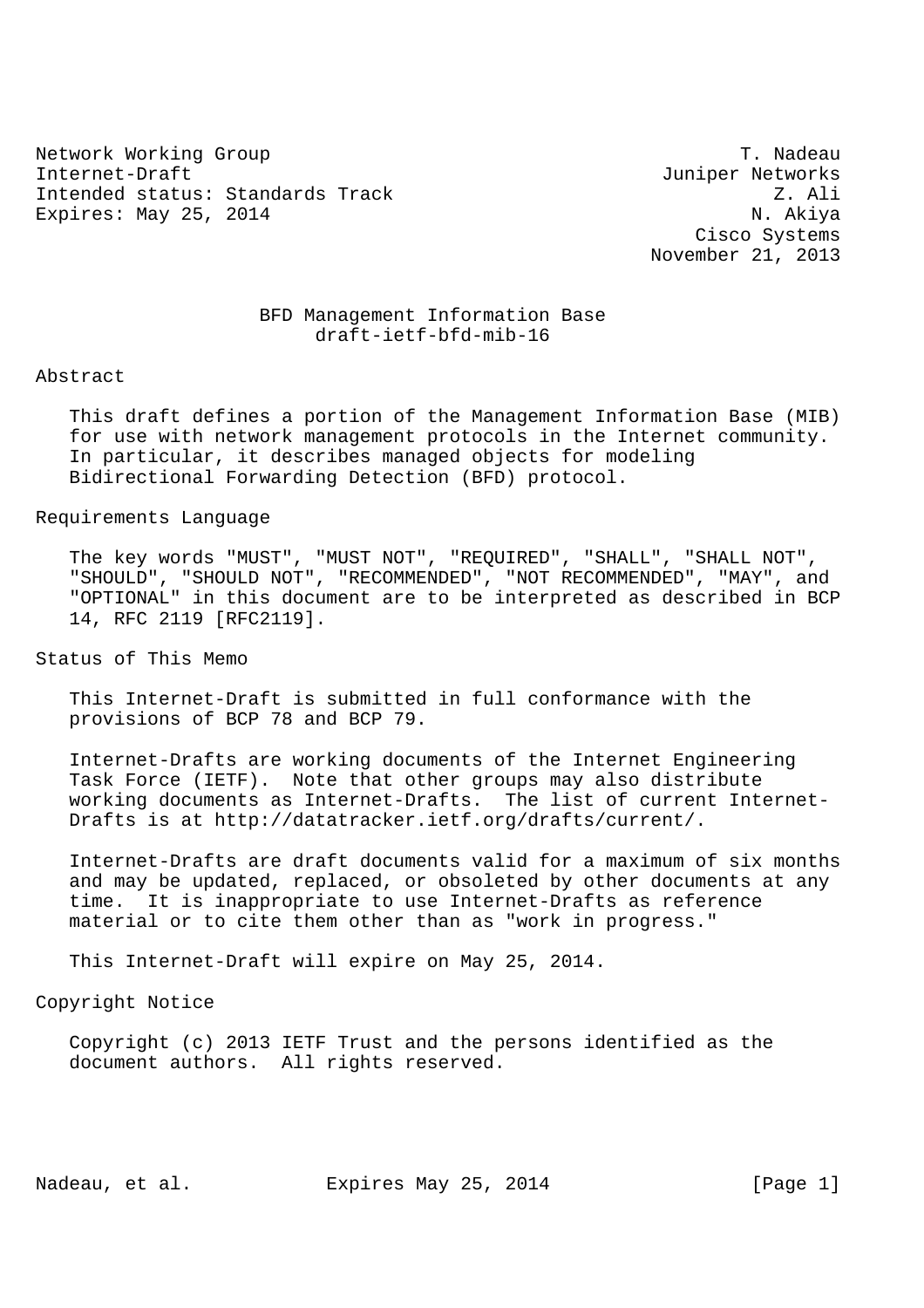Network Working Group T. Nadeau
Internet-Draft Juniper Networks
Intended status: Standards Track Z. Ali
Expires: May 25, 2014 N. Akiya
Cisco Systems
November 21, 2013

# BFD Management Information Base
draft-ietf-bfd-mib-16

## Abstract

This draft defines a portion of the Management Information Base (MIB) for use with network management protocols in the Internet community. In particular, it describes managed objects for modeling Bidirectional Forwarding Detection (BFD) protocol.

## Requirements Language

The key words "MUST", "MUST NOT", "REQUIRED", "SHALL", "SHALL NOT", "SHOULD", "SHOULD NOT", "RECOMMENDED", "NOT RECOMMENDED", "MAY", and "OPTIONAL" in this document are to be interpreted as described in BCP 14, RFC 2119 [RFC2119].

## Status of This Memo

This Internet-Draft is submitted in full conformance with the provisions of BCP 78 and BCP 79.

Internet-Drafts are working documents of the Internet Engineering Task Force (IETF). Note that other groups may also distribute working documents as Internet-Drafts. The list of current Internet-Drafts is at http://datatracker.ietf.org/drafts/current/.

Internet-Drafts are draft documents valid for a maximum of six months and may be updated, replaced, or obsoleted by other documents at any time. It is inappropriate to use Internet-Drafts as reference material or to cite them other than as "work in progress."

This Internet-Draft will expire on May 25, 2014.

## Copyright Notice

Copyright (c) 2013 IETF Trust and the persons identified as the document authors. All rights reserved.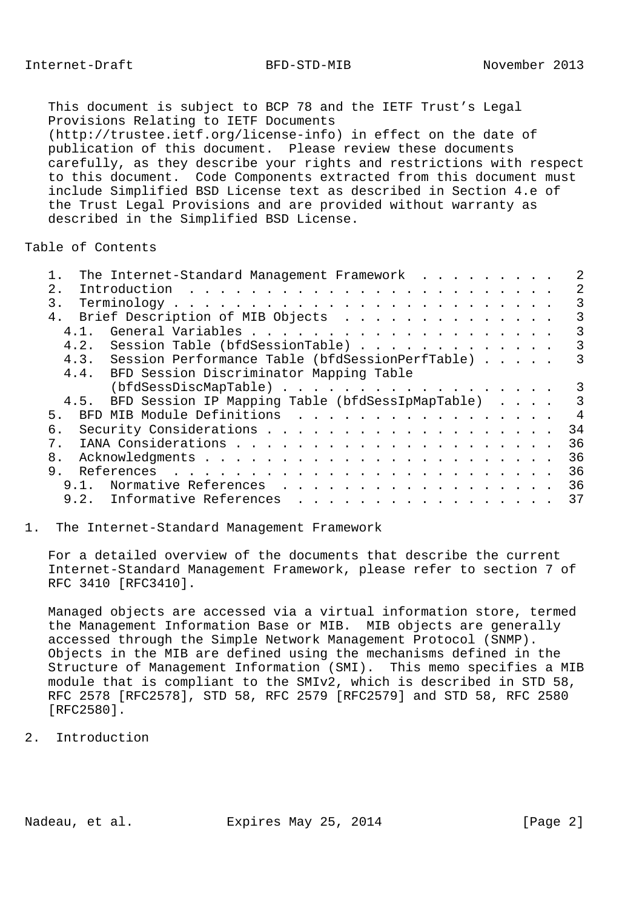This document is subject to BCP 78 and the IETF Trust's Legal Provisions Relating to IETF Documents (http://trustee.ietf.org/license-info) in effect on the date of publication of this document. Please review these documents carefully, as they describe your rights and restrictions with respect to this document. Code Components extracted from this document must include Simplified BSD License text as described in Section 4.e of the Trust Legal Provisions and are provided without warranty as described in the Simplified BSD License.

Table of Contents

```
   1.  The Internet-Standard Management Framework  . . . . . . . . .   2
   2.  Introduction  . . . . . . . . . . . . . . . . . . . . . . . .   2
   3.  Terminology . . . . . . . . . . . . . . . . . . . . . . . . .   3
   4.  Brief Description of MIB Objects  . . . . . . . . . . . . . .   3
     4.1.  General Variables . . . . . . . . . . . . . . . . . . . .   3
     4.2.  Session Table (bfdSessionTable) . . . . . . . . . . . . .   3
     4.3.  Session Performance Table (bfdSessionPerfTable) . . . . .   3
     4.4.  BFD Session Discriminator Mapping Table
           (bfdSessDiscMapTable) . . . . . . . . . . . . . . . . . .   3
     4.5.  BFD Session IP Mapping Table (bfdSessIpMapTable)  . . . .   3
   5.  BFD MIB Module Definitions  . . . . . . . . . . . . . . . . .   4
   6.  Security Considerations . . . . . . . . . . . . . . . . . . .  34
   7.  IANA Considerations . . . . . . . . . . . . . . . . . . . . .  36
   8.  Acknowledgments . . . . . . . . . . . . . . . . . . . . . . .  36
   9.  References  . . . . . . . . . . . . . . . . . . . . . . . . .  36
     9.1.  Normative References  . . . . . . . . . . . . . . . . . .  36
     9.2.  Informative References  . . . . . . . . . . . . . . . . .  37
```

# 1. The Internet-Standard Management Framework

For a detailed overview of the documents that describe the current Internet-Standard Management Framework, please refer to section 7 of RFC 3410 [RFC3410].

Managed objects are accessed via a virtual information store, termed the Management Information Base or MIB. MIB objects are generally accessed through the Simple Network Management Protocol (SNMP). Objects in the MIB are defined using the mechanisms defined in the Structure of Management Information (SMI). This memo specifies a MIB module that is compliant to the SMIv2, which is described in STD 58, RFC 2578 [RFC2578], STD 58, RFC 2579 [RFC2579] and STD 58, RFC 2580 [RFC2580].

# 2. Introduction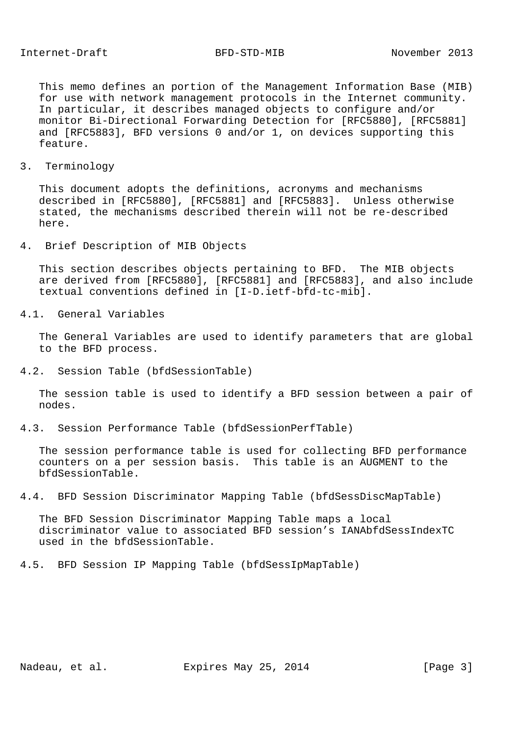This memo defines an portion of the Management Information Base (MIB) for use with network management protocols in the Internet community. In particular, it describes managed objects to configure and/or monitor Bi-Directional Forwarding Detection for [RFC5880], [RFC5881] and [RFC5883], BFD versions 0 and/or 1, on devices supporting this feature.

## 3. Terminology

This document adopts the definitions, acronyms and mechanisms described in [RFC5880], [RFC5881] and [RFC5883]. Unless otherwise stated, the mechanisms described therein will not be re-described here.

## 4. Brief Description of MIB Objects

This section describes objects pertaining to BFD. The MIB objects are derived from [RFC5880], [RFC5881] and [RFC5883], and also include textual conventions defined in [I-D.ietf-bfd-tc-mib].

### 4.1. General Variables

The General Variables are used to identify parameters that are global to the BFD process.

### 4.2. Session Table (bfdSessionTable)

The session table is used to identify a BFD session between a pair of nodes.

### 4.3. Session Performance Table (bfdSessionPerfTable)

The session performance table is used for collecting BFD performance counters on a per session basis. This table is an AUGMENT to the bfdSessionTable.

### 4.4. BFD Session Discriminator Mapping Table (bfdSessDiscMapTable)

The BFD Session Discriminator Mapping Table maps a local discriminator value to associated BFD session's IANAbfdSessIndexTC used in the bfdSessionTable.

### 4.5. BFD Session IP Mapping Table (bfdSessIpMapTable)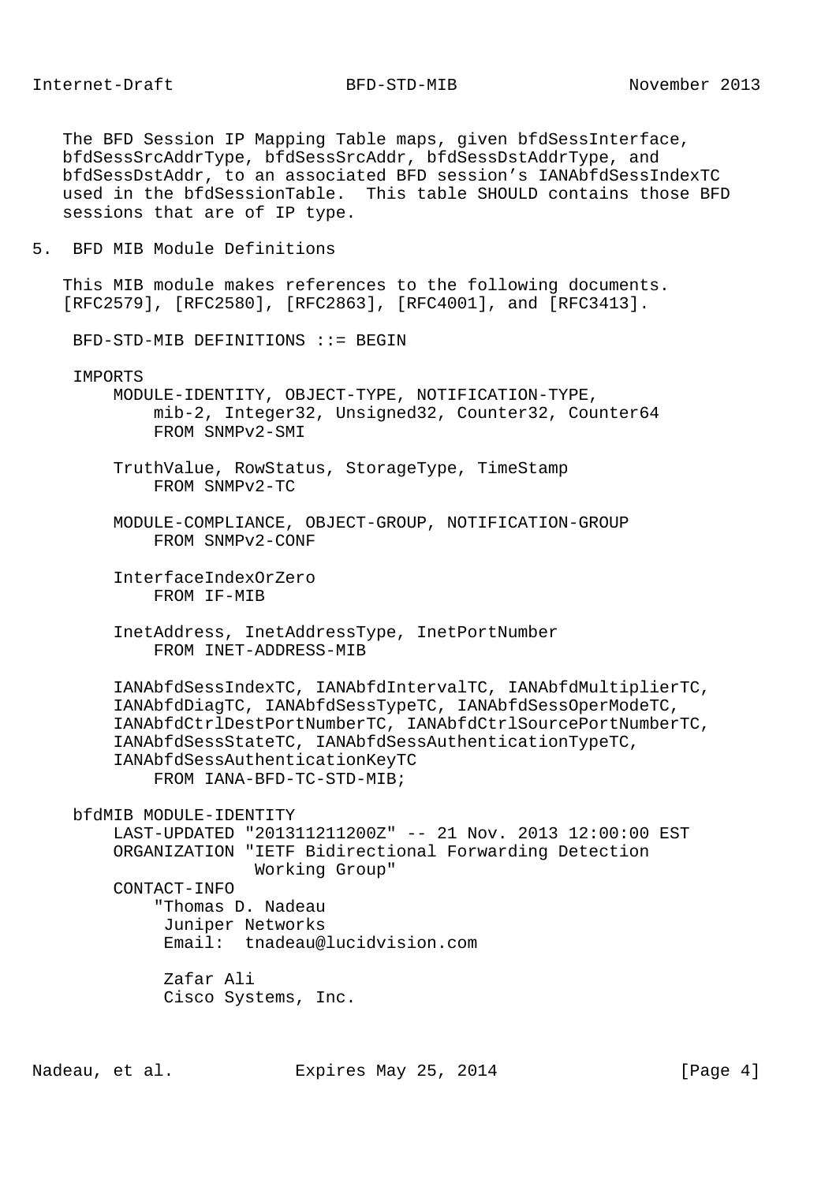The BFD Session IP Mapping Table maps, given bfdSessInterface, bfdSessSrcAddrType, bfdSessSrcAddr, bfdSessDstAddrType, and bfdSessDstAddr, to an associated BFD session's IANAbfdSessIndexTC used in the bfdSessionTable. This table SHOULD contains those BFD sessions that are of IP type.

## 5. BFD MIB Module Definitions

This MIB module makes references to the following documents. [RFC2579], [RFC2580], [RFC2863], [RFC4001], and [RFC3413].

```
 BFD-STD-MIB DEFINITIONS ::= BEGIN

 IMPORTS
     MODULE-IDENTITY, OBJECT-TYPE, NOTIFICATION-TYPE,
         mib-2, Integer32, Unsigned32, Counter32, Counter64
         FROM SNMPv2-SMI

     TruthValue, RowStatus, StorageType, TimeStamp
         FROM SNMPv2-TC

     MODULE-COMPLIANCE, OBJECT-GROUP, NOTIFICATION-GROUP
         FROM SNMPv2-CONF

     InterfaceIndexOrZero
         FROM IF-MIB

     InetAddress, InetAddressType, InetPortNumber
         FROM INET-ADDRESS-MIB

     IANAbfdSessIndexTC, IANAbfdIntervalTC, IANAbfdMultiplierTC,
     IANAbfdDiagTC, IANAbfdSessTypeTC, IANAbfdSessOperModeTC,
     IANAbfdCtrlDestPortNumberTC, IANAbfdCtrlSourcePortNumberTC,
     IANAbfdSessStateTC, IANAbfdSessAuthenticationTypeTC,
     IANAbfdSessAuthenticationKeyTC
         FROM IANA-BFD-TC-STD-MIB;

 bfdMIB MODULE-IDENTITY
     LAST-UPDATED "201311211200Z" -- 21 Nov. 2013 12:00:00 EST
     ORGANIZATION "IETF Bidirectional Forwarding Detection
                   Working Group"
     CONTACT-INFO
         "Thomas D. Nadeau
          Juniper Networks
          Email:  tnadeau@lucidvision.com

          Zafar Ali
          Cisco Systems, Inc.
```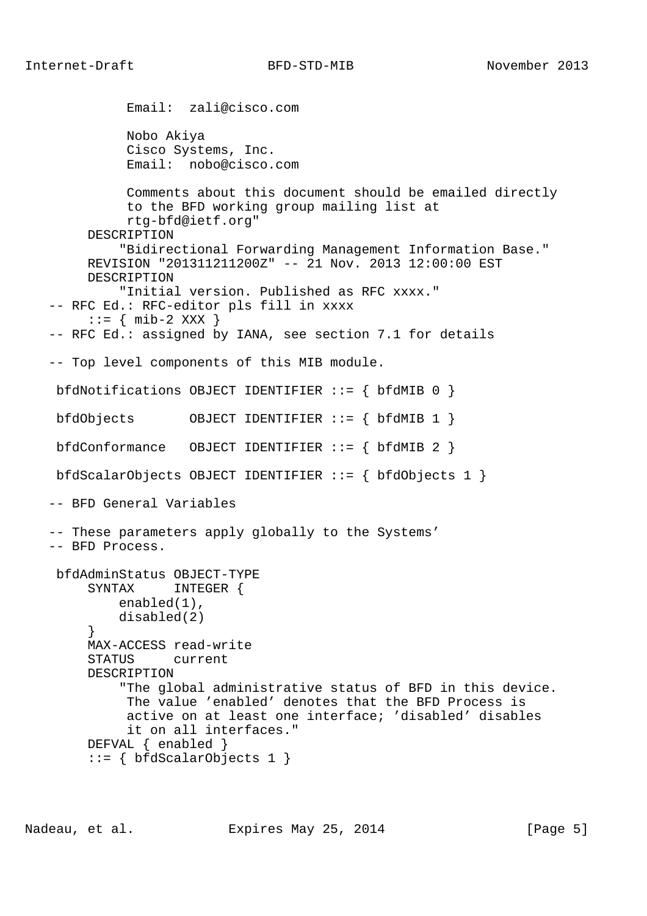```
            Email:  zali@cisco.com

            Nobo Akiya
            Cisco Systems, Inc.
            Email:  nobo@cisco.com

            Comments about this document should be emailed directly
            to the BFD working group mailing list at
            rtg-bfd@ietf.org"
       DESCRIPTION
           "Bidirectional Forwarding Management Information Base."
       REVISION "201311211200Z" -- 21 Nov. 2013 12:00:00 EST
       DESCRIPTION
           "Initial version. Published as RFC xxxx."
   -- RFC Ed.: RFC-editor pls fill in xxxx
       ::= { mib-2 XXX }
   -- RFC Ed.: assigned by IANA, see section 7.1 for details

   -- Top level components of this MIB module.

    bfdNotifications OBJECT IDENTIFIER ::= { bfdMIB 0 }

    bfdObjects       OBJECT IDENTIFIER ::= { bfdMIB 1 }

    bfdConformance   OBJECT IDENTIFIER ::= { bfdMIB 2 }

    bfdScalarObjects OBJECT IDENTIFIER ::= { bfdObjects 1 }

   -- BFD General Variables

   -- These parameters apply globally to the Systems'
   -- BFD Process.

    bfdAdminStatus OBJECT-TYPE
        SYNTAX     INTEGER {
            enabled(1),
            disabled(2)
        }
        MAX-ACCESS read-write
        STATUS     current
        DESCRIPTION
            "The global administrative status of BFD in this device.
             The value 'enabled' denotes that the BFD Process is
             active on at least one interface; 'disabled' disables
             it on all interfaces."
        DEFVAL { enabled }
        ::= { bfdScalarObjects 1 }
```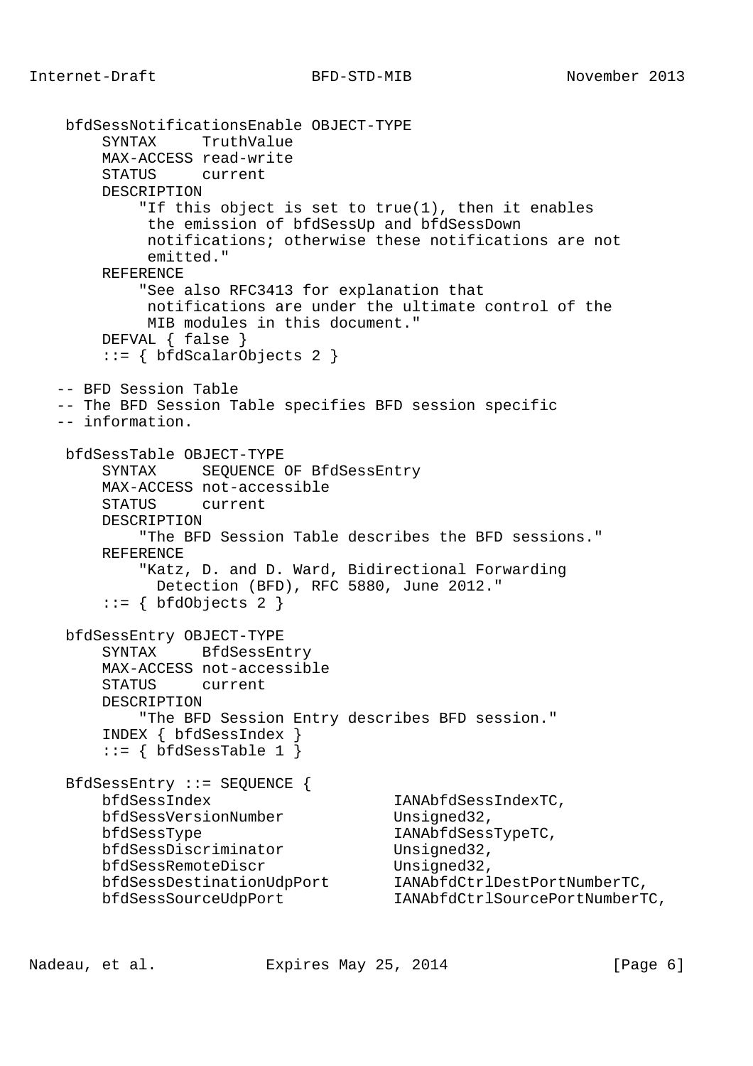```
    bfdSessNotificationsEnable OBJECT-TYPE
        SYNTAX     TruthValue
        MAX-ACCESS read-write
        STATUS     current
        DESCRIPTION
            "If this object is set to true(1), then it enables
             the emission of bfdSessUp and bfdSessDown
             notifications; otherwise these notifications are not
             emitted."
        REFERENCE
            "See also RFC3413 for explanation that
             notifications are under the ultimate control of the
             MIB modules in this document."
        DEFVAL { false }
        ::= { bfdScalarObjects 2 }

   -- BFD Session Table
   -- The BFD Session Table specifies BFD session specific
   -- information.

    bfdSessTable OBJECT-TYPE
        SYNTAX      SEQUENCE OF BfdSessEntry
        MAX-ACCESS not-accessible
        STATUS     current
        DESCRIPTION
            "The BFD Session Table describes the BFD sessions."
        REFERENCE
            "Katz, D. and D. Ward, Bidirectional Forwarding
              Detection (BFD), RFC 5880, June 2012."
        ::= { bfdObjects 2 }

    bfdSessEntry OBJECT-TYPE
        SYNTAX     BfdSessEntry
        MAX-ACCESS not-accessible
        STATUS     current
        DESCRIPTION
            "The BFD Session Entry describes BFD session."
        INDEX { bfdSessIndex }
        ::= { bfdSessTable 1 }

    BfdSessEntry ::= SEQUENCE {
        bfdSessIndex                    IANAbfdSessIndexTC,
        bfdSessVersionNumber            Unsigned32,
        bfdSessType                     IANAbfdSessTypeTC,
        bfdSessDiscriminator            Unsigned32,
        bfdSessRemoteDiscr              Unsigned32,
        bfdSessDestinationUdpPort       IANAbfdCtrlDestPortNumberTC,
        bfdSessSourceUdpPort            IANAbfdCtrlSourcePortNumberTC,
```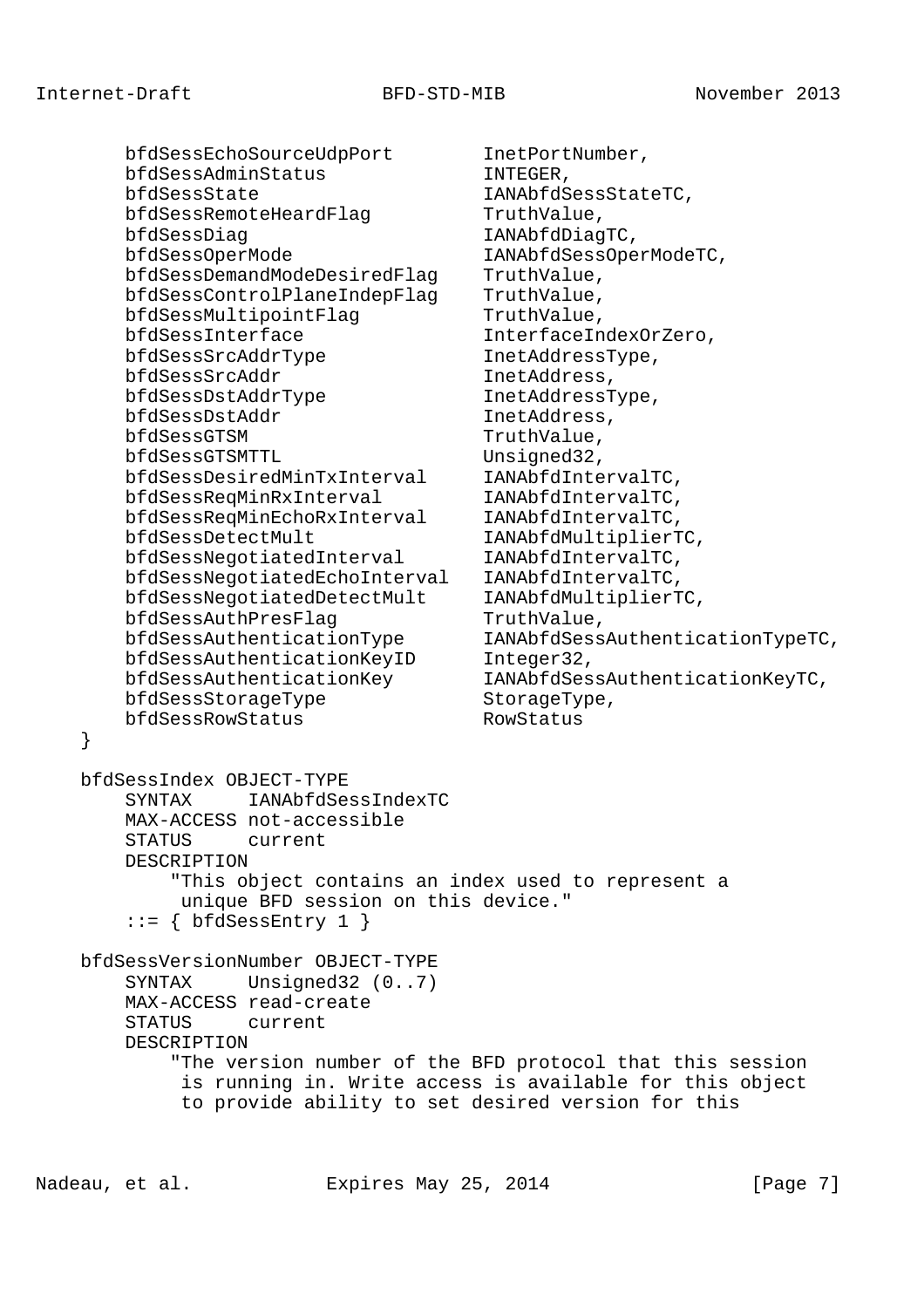```
        bfdSessEchoSourceUdpPort         InetPortNumber,
        bfdSessAdminStatus               INTEGER,
        bfdSessState                     IANAbfdSessStateTC,
        bfdSessRemoteHeardFlag           TruthValue,
        bfdSessDiag                      IANAbfdDiagTC,
        bfdSessOperMode                  IANAbfdSessOperModeTC,
        bfdSessDemandModeDesiredFlag     TruthValue,
        bfdSessControlPlaneIndepFlag     TruthValue,
        bfdSessMultipointFlag            TruthValue,
        bfdSessInterface                 InterfaceIndexOrZero,
        bfdSessSrcAddrType               InetAddressType,
        bfdSessSrcAddr                   InetAddress,
        bfdSessDstAddrType               InetAddressType,
        bfdSessDstAddr                   InetAddress,
        bfdSessGTSM                      TruthValue,
        bfdSessGTSMTTL                   Unsigned32,
        bfdSessDesiredMinTxInterval      IANAbfdIntervalTC,
        bfdSessReqMinRxInterval          IANAbfdIntervalTC,
        bfdSessReqMinEchoRxInterval      IANAbfdIntervalTC,
        bfdSessDetectMult                IANAbfdMultiplierTC,
        bfdSessNegotiatedInterval        IANAbfdIntervalTC,
        bfdSessNegotiatedEchoInterval    IANAbfdIntervalTC,
        bfdSessNegotiatedDetectMult      IANAbfdMultiplierTC,
        bfdSessAuthPresFlag              TruthValue,
        bfdSessAuthenticationType        IANAbfdSessAuthenticationTypeTC,
        bfdSessAuthenticationKeyID       Integer32,
        bfdSessAuthenticationKey         IANAbfdSessAuthenticationKeyTC,
        bfdSessStorageType               StorageType,
        bfdSessRowStatus                 RowStatus
    }

    bfdSessIndex OBJECT-TYPE
        SYNTAX     IANAbfdSessIndexTC
        MAX-ACCESS not-accessible
        STATUS     current
        DESCRIPTION
            "This object contains an index used to represent a
             unique BFD session on this device."
        ::= { bfdSessEntry 1 }

    bfdSessVersionNumber OBJECT-TYPE
        SYNTAX     Unsigned32 (0..7)
        MAX-ACCESS read-create
        STATUS     current
        DESCRIPTION
            "The version number of the BFD protocol that this session
             is running in. Write access is available for this object
             to provide ability to set desired version for this
```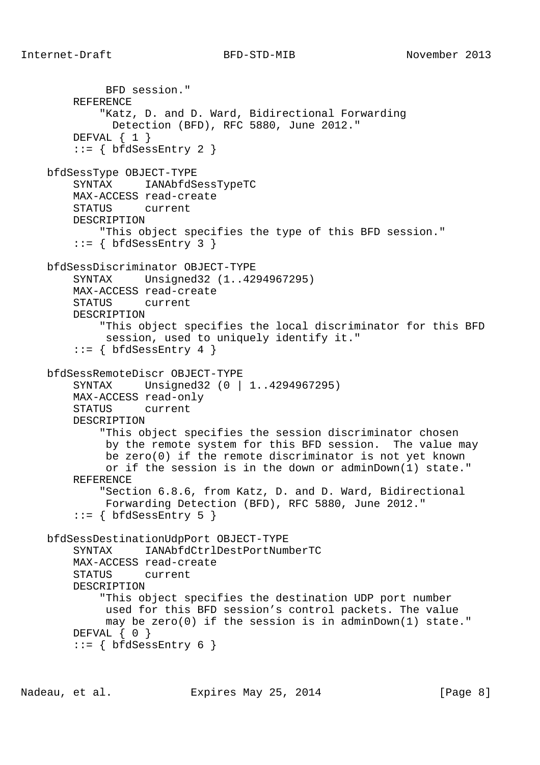```
             BFD session."
        REFERENCE
            "Katz, D. and D. Ward, Bidirectional Forwarding
              Detection (BFD), RFC 5880, June 2012."
        DEFVAL { 1 }
        ::= { bfdSessEntry 2 }

    bfdSessType OBJECT-TYPE
        SYNTAX      IANAbfdSessTypeTC
        MAX-ACCESS read-create
        STATUS      current
        DESCRIPTION
            "This object specifies the type of this BFD session."
        ::= { bfdSessEntry 3 }

    bfdSessDiscriminator OBJECT-TYPE
        SYNTAX      Unsigned32 (1..4294967295)
        MAX-ACCESS read-create
        STATUS      current
        DESCRIPTION
            "This object specifies the local discriminator for this BFD
             session, used to uniquely identify it."
        ::= { bfdSessEntry 4 }

    bfdSessRemoteDiscr OBJECT-TYPE
        SYNTAX      Unsigned32 (0 | 1..4294967295)
        MAX-ACCESS read-only
        STATUS      current
        DESCRIPTION
            "This object specifies the session discriminator chosen
             by the remote system for this BFD session.  The value may
             be zero(0) if the remote discriminator is not yet known
             or if the session is in the down or adminDown(1) state."
        REFERENCE
            "Section 6.8.6, from Katz, D. and D. Ward, Bidirectional
             Forwarding Detection (BFD), RFC 5880, June 2012."
        ::= { bfdSessEntry 5 }

    bfdSessDestinationUdpPort OBJECT-TYPE
        SYNTAX      IANAbfdCtrlDestPortNumberTC
        MAX-ACCESS read-create
        STATUS      current
        DESCRIPTION
            "This object specifies the destination UDP port number
             used for this BFD session's control packets. The value
             may be zero(0) if the session is in adminDown(1) state."
        DEFVAL { 0 }
        ::= { bfdSessEntry 6 }
```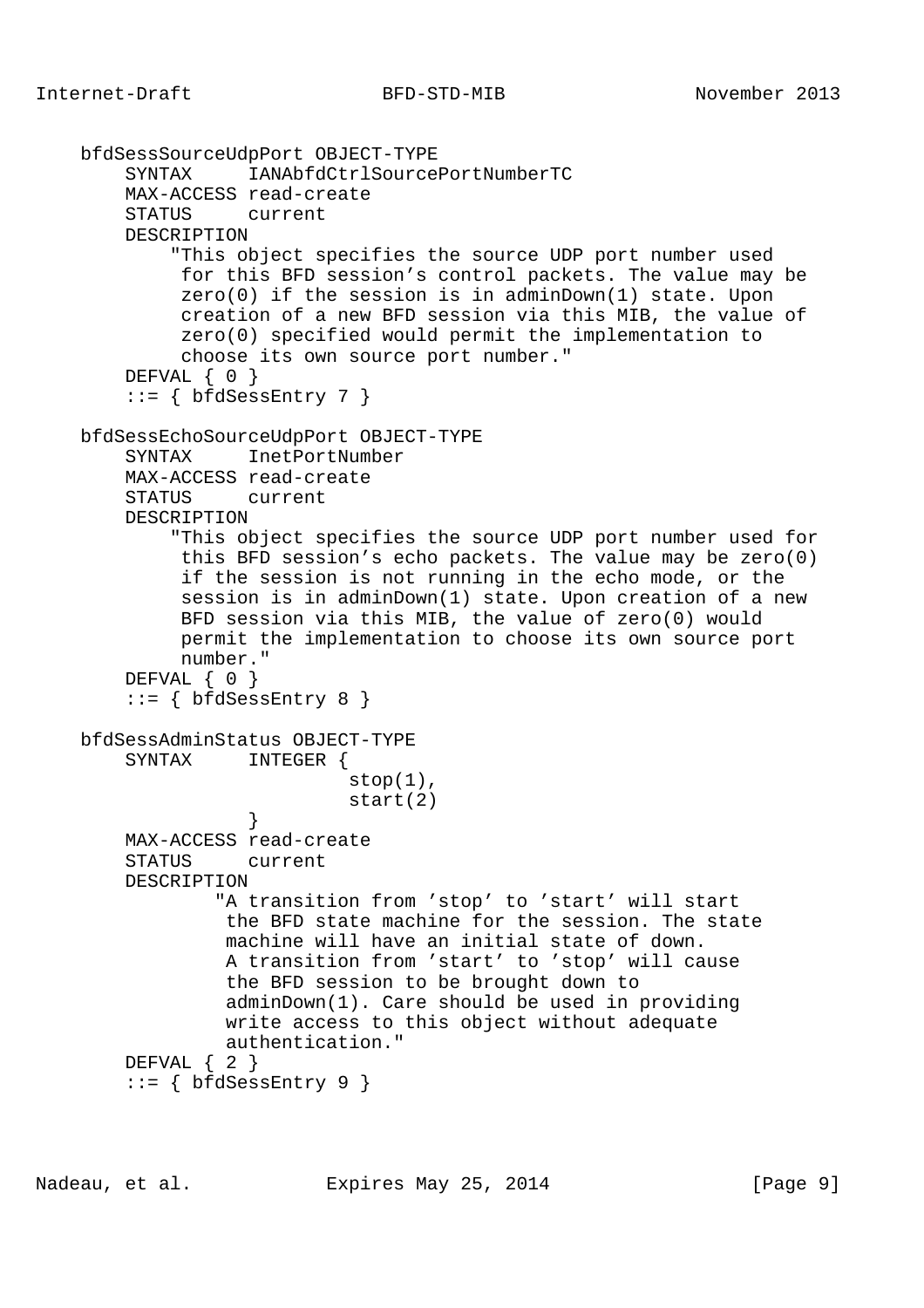```
    bfdSessSourceUdpPort OBJECT-TYPE
        SYNTAX     IANAbfdCtrlSourcePortNumberTC
        MAX-ACCESS read-create
        STATUS     current
        DESCRIPTION
            "This object specifies the source UDP port number used
             for this BFD session’s control packets. The value may be
             zero(0) if the session is in adminDown(1) state. Upon
             creation of a new BFD session via this MIB, the value of
             zero(0) specified would permit the implementation to
             choose its own source port number."
        DEFVAL { 0 }
        ::= { bfdSessEntry 7 }

    bfdSessEchoSourceUdpPort OBJECT-TYPE
        SYNTAX     InetPortNumber
        MAX-ACCESS read-create
        STATUS     current
        DESCRIPTION
            "This object specifies the source UDP port number used for
             this BFD session’s echo packets. The value may be zero(0)
             if the session is not running in the echo mode, or the
             session is in adminDown(1) state. Upon creation of a new
             BFD session via this MIB, the value of zero(0) would
             permit the implementation to choose its own source port
             number."
        DEFVAL { 0 }
        ::= { bfdSessEntry 8 }

    bfdSessAdminStatus OBJECT-TYPE
        SYNTAX     INTEGER {
                           stop(1),
                           start(2)
                   }
        MAX-ACCESS read-create
        STATUS     current
        DESCRIPTION
                "A transition from ’stop’ to ’start’ will start
                 the BFD state machine for the session. The state
                 machine will have an initial state of down.
                 A transition from ’start’ to ’stop’ will cause
                 the BFD session to be brought down to
                 adminDown(1). Care should be used in providing
                 write access to this object without adequate
                 authentication."
        DEFVAL { 2 }
        ::= { bfdSessEntry 9 }
```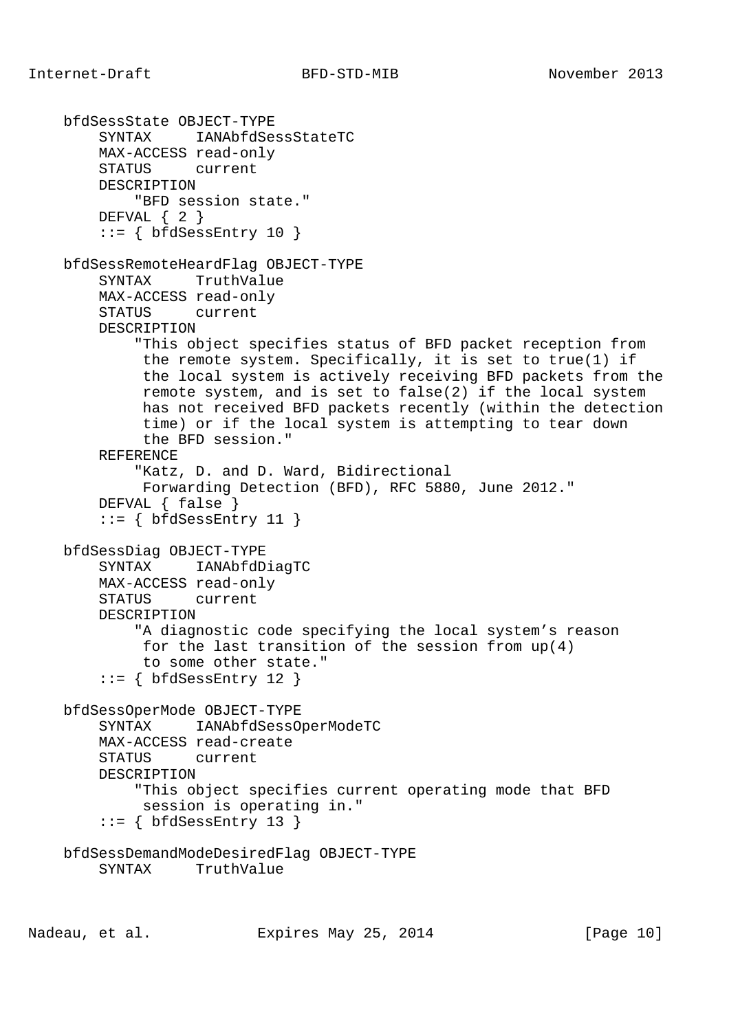```
    bfdSessState OBJECT-TYPE
        SYNTAX     IANAbfdSessStateTC
        MAX-ACCESS read-only
        STATUS     current
        DESCRIPTION
            "BFD session state."
        DEFVAL { 2 }
        ::= { bfdSessEntry 10 }

    bfdSessRemoteHeardFlag OBJECT-TYPE
        SYNTAX     TruthValue
        MAX-ACCESS read-only
        STATUS     current
        DESCRIPTION
            "This object specifies status of BFD packet reception from
             the remote system. Specifically, it is set to true(1) if
             the local system is actively receiving BFD packets from the
             remote system, and is set to false(2) if the local system
             has not received BFD packets recently (within the detection
             time) or if the local system is attempting to tear down
             the BFD session."
        REFERENCE
            "Katz, D. and D. Ward, Bidirectional
             Forwarding Detection (BFD), RFC 5880, June 2012."
        DEFVAL { false }
        ::= { bfdSessEntry 11 }

    bfdSessDiag OBJECT-TYPE
        SYNTAX     IANAbfdDiagTC
        MAX-ACCESS read-only
        STATUS     current
        DESCRIPTION
            "A diagnostic code specifying the local system's reason
             for the last transition of the session from up(4)
             to some other state."
        ::= { bfdSessEntry 12 }

    bfdSessOperMode OBJECT-TYPE
        SYNTAX     IANAbfdSessOperModeTC
        MAX-ACCESS read-create
        STATUS     current
        DESCRIPTION
            "This object specifies current operating mode that BFD
             session is operating in."
        ::= { bfdSessEntry 13 }

    bfdSessDemandModeDesiredFlag OBJECT-TYPE
        SYNTAX     TruthValue
```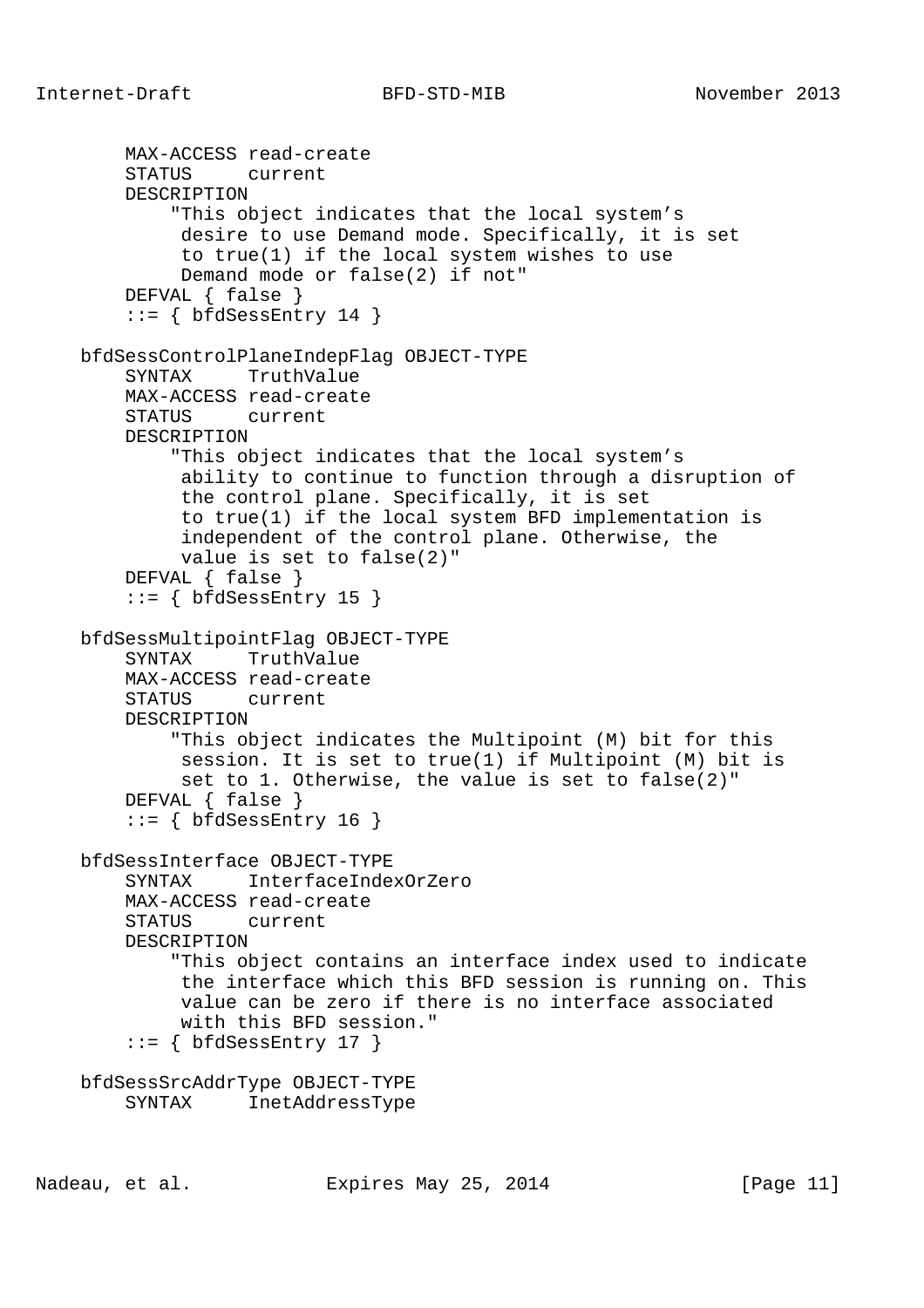```
        MAX-ACCESS read-create
        STATUS     current
        DESCRIPTION
            "This object indicates that the local system’s
             desire to use Demand mode. Specifically, it is set
             to true(1) if the local system wishes to use
             Demand mode or false(2) if not"
        DEFVAL { false }
        ::= { bfdSessEntry 14 }

    bfdSessControlPlaneIndepFlag OBJECT-TYPE
        SYNTAX     TruthValue
        MAX-ACCESS read-create
        STATUS     current
        DESCRIPTION
            "This object indicates that the local system’s
             ability to continue to function through a disruption of
             the control plane. Specifically, it is set
             to true(1) if the local system BFD implementation is
             independent of the control plane. Otherwise, the
             value is set to false(2)"
        DEFVAL { false }
        ::= { bfdSessEntry 15 }

    bfdSessMultipointFlag OBJECT-TYPE
        SYNTAX     TruthValue
        MAX-ACCESS read-create
        STATUS     current
        DESCRIPTION
            "This object indicates the Multipoint (M) bit for this
             session. It is set to true(1) if Multipoint (M) bit is
             set to 1. Otherwise, the value is set to false(2)"
        DEFVAL { false }
        ::= { bfdSessEntry 16 }

    bfdSessInterface OBJECT-TYPE
        SYNTAX     InterfaceIndexOrZero
        MAX-ACCESS read-create
        STATUS     current
        DESCRIPTION
            "This object contains an interface index used to indicate
             the interface which this BFD session is running on. This
             value can be zero if there is no interface associated
             with this BFD session."
        ::= { bfdSessEntry 17 }

    bfdSessSrcAddrType OBJECT-TYPE
        SYNTAX     InetAddressType
```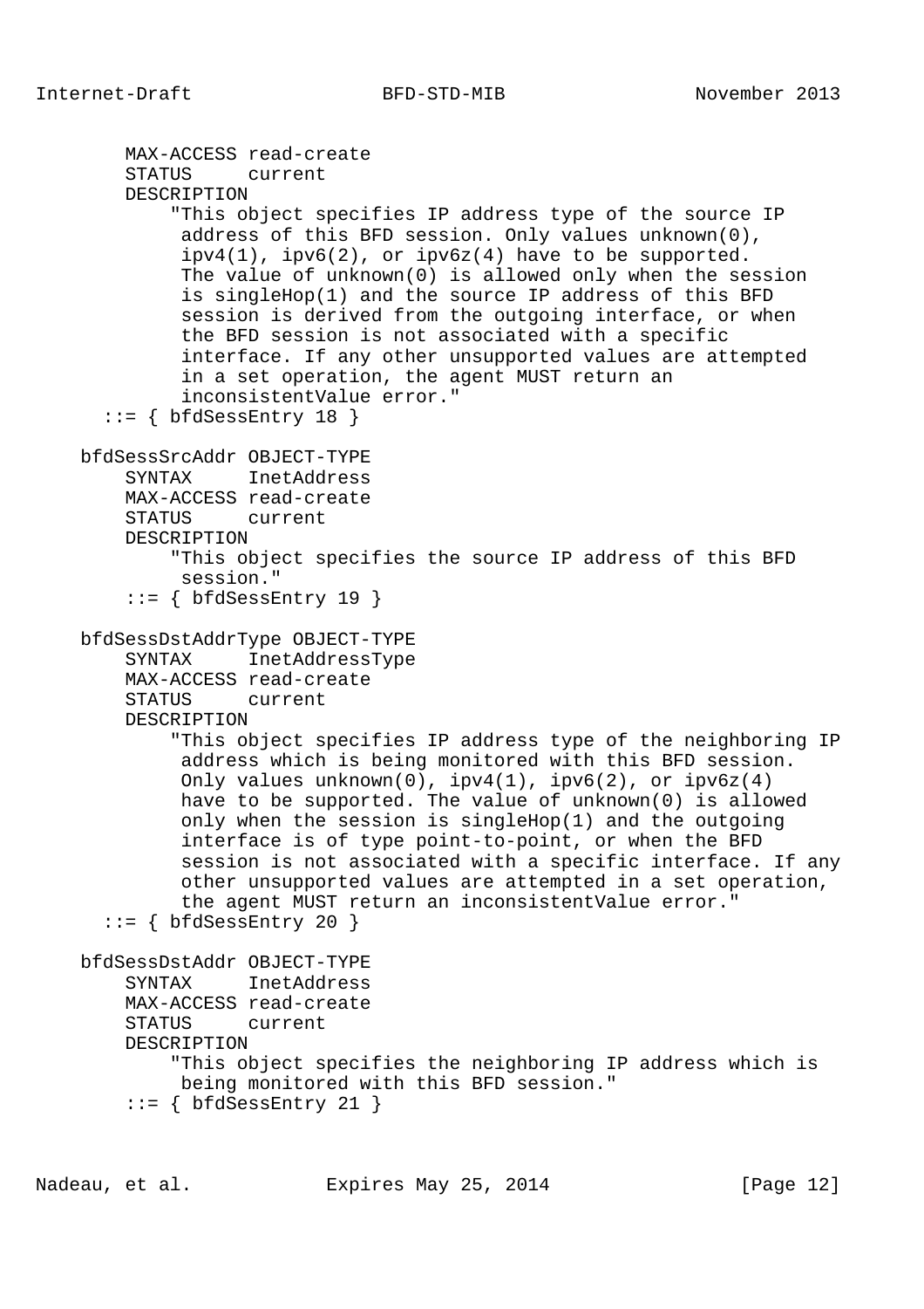```
       MAX-ACCESS read-create
       STATUS     current
       DESCRIPTION
           "This object specifies IP address type of the source IP
            address of this BFD session. Only values unknown(0),
            ipv4(1), ipv6(2), or ipv6z(4) have to be supported.
            The value of unknown(0) is allowed only when the session
            is singleHop(1) and the source IP address of this BFD
            session is derived from the outgoing interface, or when
            the BFD session is not associated with a specific
            interface. If any other unsupported values are attempted
            in a set operation, the agent MUST return an
            inconsistentValue error."
     ::= { bfdSessEntry 18 }

   bfdSessSrcAddr OBJECT-TYPE
       SYNTAX     InetAddress
       MAX-ACCESS read-create
       STATUS     current
       DESCRIPTION
           "This object specifies the source IP address of this BFD
            session."
       ::= { bfdSessEntry 19 }

   bfdSessDstAddrType OBJECT-TYPE
       SYNTAX     InetAddressType
       MAX-ACCESS read-create
       STATUS     current
       DESCRIPTION
           "This object specifies IP address type of the neighboring IP
            address which is being monitored with this BFD session.
            Only values unknown(0), ipv4(1), ipv6(2), or ipv6z(4)
            have to be supported. The value of unknown(0) is allowed
            only when the session is singleHop(1) and the outgoing
            interface is of type point-to-point, or when the BFD
            session is not associated with a specific interface. If any
            other unsupported values are attempted in a set operation,
            the agent MUST return an inconsistentValue error."
     ::= { bfdSessEntry 20 }

   bfdSessDstAddr OBJECT-TYPE
       SYNTAX     InetAddress
       MAX-ACCESS read-create
       STATUS     current
       DESCRIPTION
           "This object specifies the neighboring IP address which is
            being monitored with this BFD session."
       ::= { bfdSessEntry 21 }
```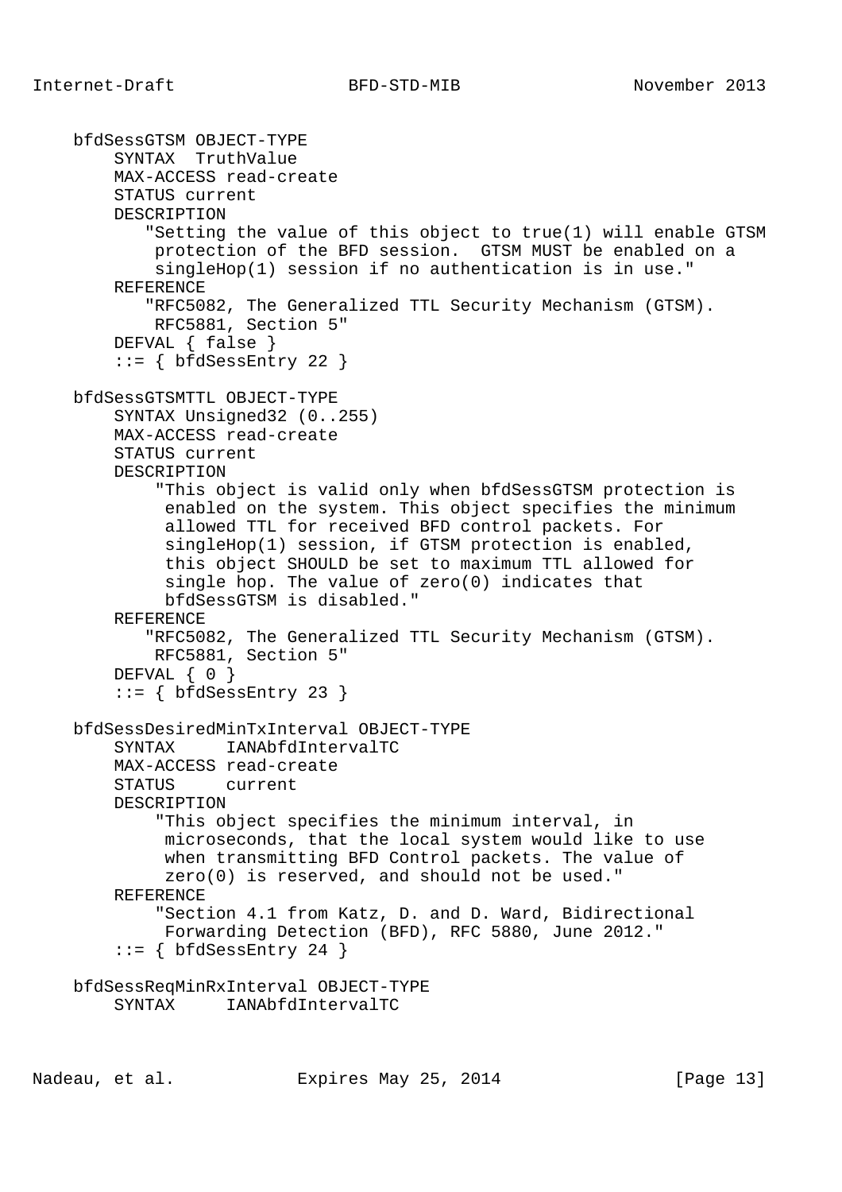```
    bfdSessGTSM OBJECT-TYPE
        SYNTAX  TruthValue
        MAX-ACCESS read-create
        STATUS current
        DESCRIPTION
           "Setting the value of this object to true(1) will enable GTSM
            protection of the BFD session.  GTSM MUST be enabled on a
            singleHop(1) session if no authentication is in use."
        REFERENCE
           "RFC5082, The Generalized TTL Security Mechanism (GTSM).
            RFC5881, Section 5"
        DEFVAL { false }
        ::= { bfdSessEntry 22 }

    bfdSessGTSMTTL OBJECT-TYPE
        SYNTAX Unsigned32 (0..255)
        MAX-ACCESS read-create
        STATUS current
        DESCRIPTION
            "This object is valid only when bfdSessGTSM protection is
             enabled on the system. This object specifies the minimum
             allowed TTL for received BFD control packets. For
             singleHop(1) session, if GTSM protection is enabled,
             this object SHOULD be set to maximum TTL allowed for
             single hop. The value of zero(0) indicates that
             bfdSessGTSM is disabled."
        REFERENCE
           "RFC5082, The Generalized TTL Security Mechanism (GTSM).
            RFC5881, Section 5"
        DEFVAL { 0 }
        ::= { bfdSessEntry 23 }

    bfdSessDesiredMinTxInterval OBJECT-TYPE
        SYNTAX     IANAbfdIntervalTC
        MAX-ACCESS read-create
        STATUS     current
        DESCRIPTION
            "This object specifies the minimum interval, in
             microseconds, that the local system would like to use
             when transmitting BFD Control packets. The value of
             zero(0) is reserved, and should not be used."
        REFERENCE
            "Section 4.1 from Katz, D. and D. Ward, Bidirectional
             Forwarding Detection (BFD), RFC 5880, June 2012."
        ::= { bfdSessEntry 24 }

    bfdSessReqMinRxInterval OBJECT-TYPE
        SYNTAX     IANAbfdIntervalTC
```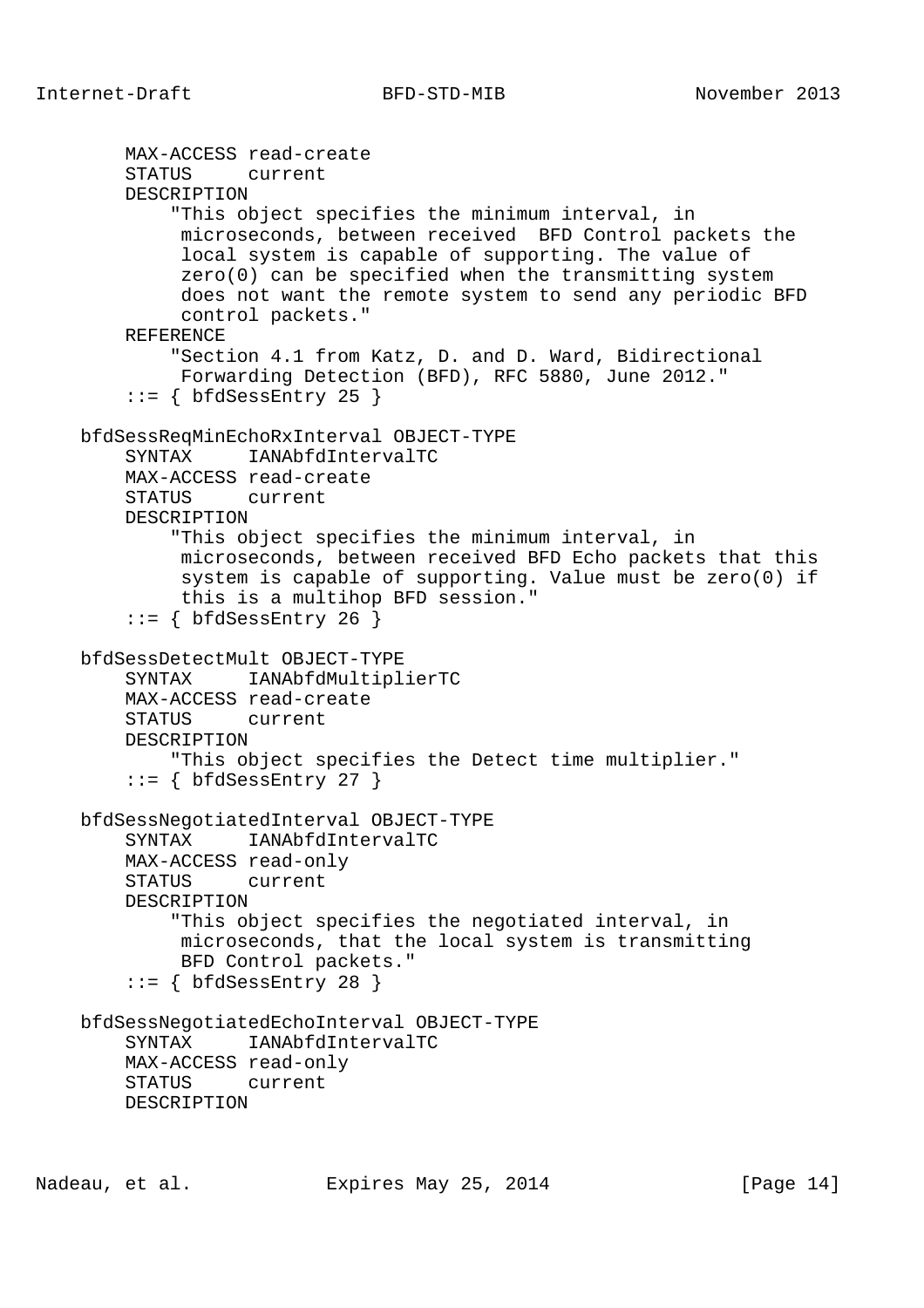```
        MAX-ACCESS read-create
        STATUS     current
        DESCRIPTION
            "This object specifies the minimum interval, in
             microseconds, between received  BFD Control packets the
             local system is capable of supporting. The value of
             zero(0) can be specified when the transmitting system
             does not want the remote system to send any periodic BFD
             control packets."
        REFERENCE
            "Section 4.1 from Katz, D. and D. Ward, Bidirectional
             Forwarding Detection (BFD), RFC 5880, June 2012."
        ::= { bfdSessEntry 25 }

    bfdSessReqMinEchoRxInterval OBJECT-TYPE
        SYNTAX     IANAbfdIntervalTC
        MAX-ACCESS read-create
        STATUS     current
        DESCRIPTION
            "This object specifies the minimum interval, in
             microseconds, between received BFD Echo packets that this
             system is capable of supporting. Value must be zero(0) if
             this is a multihop BFD session."
        ::= { bfdSessEntry 26 }

    bfdSessDetectMult OBJECT-TYPE
        SYNTAX     IANAbfdMultiplierTC
        MAX-ACCESS read-create
        STATUS     current
        DESCRIPTION
            "This object specifies the Detect time multiplier."
        ::= { bfdSessEntry 27 }

    bfdSessNegotiatedInterval OBJECT-TYPE
        SYNTAX     IANAbfdIntervalTC
        MAX-ACCESS read-only
        STATUS     current
        DESCRIPTION
            "This object specifies the negotiated interval, in
             microseconds, that the local system is transmitting
             BFD Control packets."
        ::= { bfdSessEntry 28 }

    bfdSessNegotiatedEchoInterval OBJECT-TYPE
        SYNTAX     IANAbfdIntervalTC
        MAX-ACCESS read-only
        STATUS     current
        DESCRIPTION
```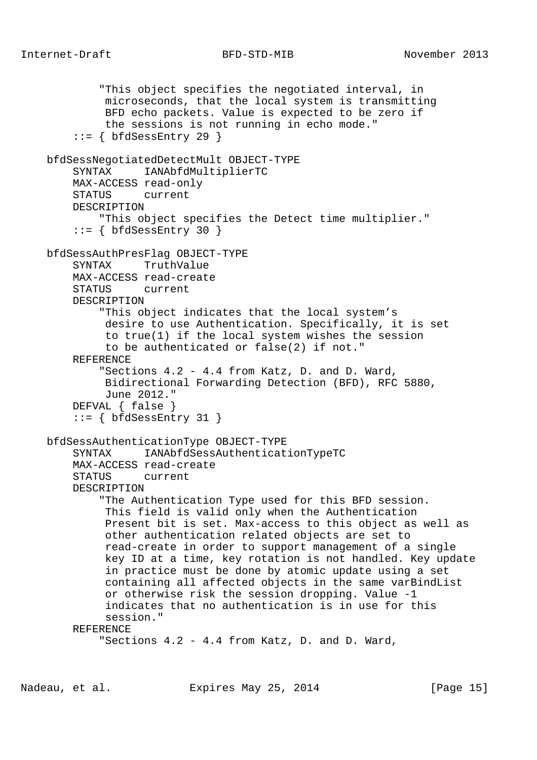```
           "This object specifies the negotiated interval, in
            microseconds, that the local system is transmitting
            BFD echo packets. Value is expected to be zero if
            the sessions is not running in echo mode."
       ::= { bfdSessEntry 29 }

   bfdSessNegotiatedDetectMult OBJECT-TYPE
       SYNTAX     IANAbfdMultiplierTC
       MAX-ACCESS read-only
       STATUS     current
       DESCRIPTION
           "This object specifies the Detect time multiplier."
       ::= { bfdSessEntry 30 }

   bfdSessAuthPresFlag OBJECT-TYPE
       SYNTAX     TruthValue
       MAX-ACCESS read-create
       STATUS     current
       DESCRIPTION
           "This object indicates that the local system's
            desire to use Authentication. Specifically, it is set
            to true(1) if the local system wishes the session
            to be authenticated or false(2) if not."
       REFERENCE
           "Sections 4.2 - 4.4 from Katz, D. and D. Ward,
            Bidirectional Forwarding Detection (BFD), RFC 5880,
            June 2012."
       DEFVAL { false }
       ::= { bfdSessEntry 31 }

   bfdSessAuthenticationType OBJECT-TYPE
       SYNTAX     IANAbfdSessAuthenticationTypeTC
       MAX-ACCESS read-create
       STATUS     current
       DESCRIPTION
           "The Authentication Type used for this BFD session.
            This field is valid only when the Authentication
            Present bit is set. Max-access to this object as well as
            other authentication related objects are set to
            read-create in order to support management of a single
            key ID at a time, key rotation is not handled. Key update
            in practice must be done by atomic update using a set
            containing all affected objects in the same varBindList
            or otherwise risk the session dropping. Value -1
            indicates that no authentication is in use for this
            session."
       REFERENCE
           "Sections 4.2 - 4.4 from Katz, D. and D. Ward,
```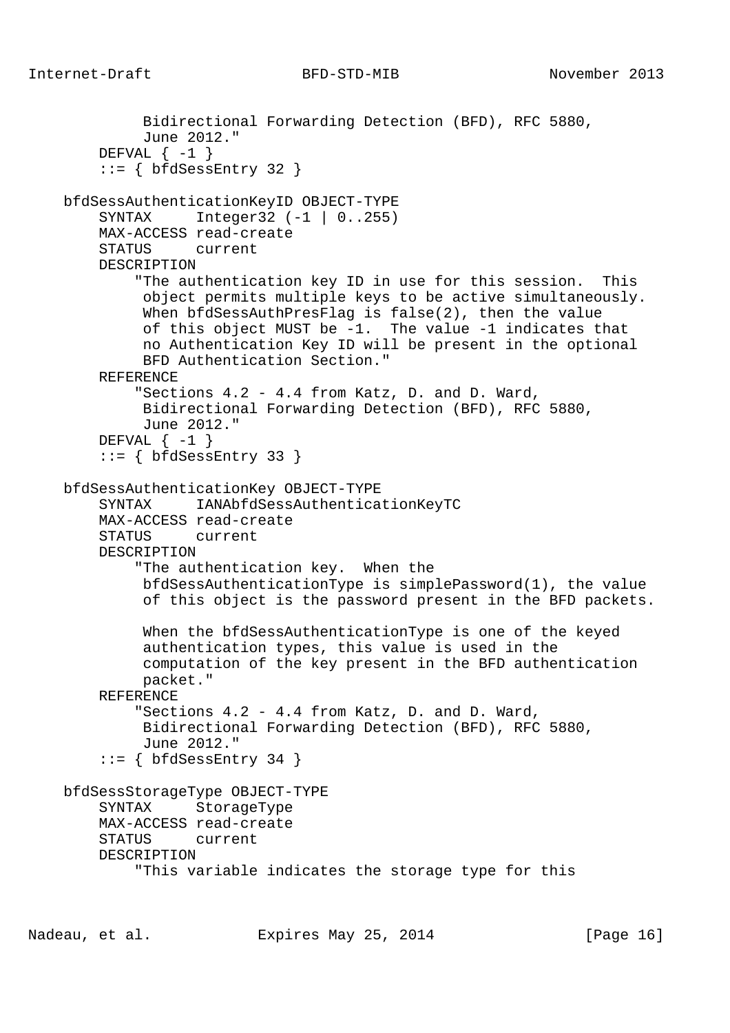```
           Bidirectional Forwarding Detection (BFD), RFC 5880,
           June 2012."
       DEFVAL { -1 }
       ::= { bfdSessEntry 32 }

   bfdSessAuthenticationKeyID OBJECT-TYPE
       SYNTAX     Integer32 (-1 | 0..255)
       MAX-ACCESS read-create
       STATUS     current
       DESCRIPTION
           "The authentication key ID in use for this session.  This
            object permits multiple keys to be active simultaneously.
            When bfdSessAuthPresFlag is false(2), then the value
            of this object MUST be -1.  The value -1 indicates that
            no Authentication Key ID will be present in the optional
            BFD Authentication Section."
       REFERENCE
           "Sections 4.2 - 4.4 from Katz, D. and D. Ward,
            Bidirectional Forwarding Detection (BFD), RFC 5880,
            June 2012."
       DEFVAL { -1 }
       ::= { bfdSessEntry 33 }

   bfdSessAuthenticationKey OBJECT-TYPE
       SYNTAX     IANAbfdSessAuthenticationKeyTC
       MAX-ACCESS read-create
       STATUS     current
       DESCRIPTION
           "The authentication key.  When the
            bfdSessAuthenticationType is simplePassword(1), the value
            of this object is the password present in the BFD packets.

            When the bfdSessAuthenticationType is one of the keyed
            authentication types, this value is used in the
            computation of the key present in the BFD authentication
            packet."
       REFERENCE
           "Sections 4.2 - 4.4 from Katz, D. and D. Ward,
            Bidirectional Forwarding Detection (BFD), RFC 5880,
            June 2012."
       ::= { bfdSessEntry 34 }

   bfdSessStorageType OBJECT-TYPE
       SYNTAX     StorageType
       MAX-ACCESS read-create
       STATUS     current
       DESCRIPTION
           "This variable indicates the storage type for this
```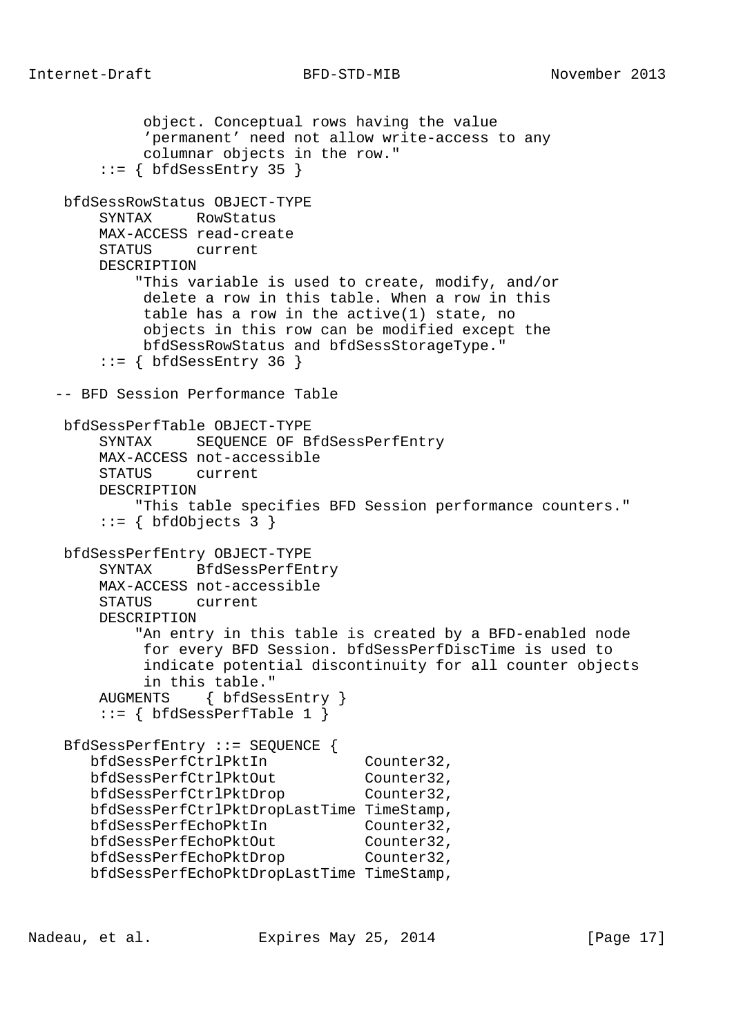```
            object. Conceptual rows having the value
            'permanent' need not allow write-access to any
            columnar objects in the row."
       ::= { bfdSessEntry 35 }

   bfdSessRowStatus OBJECT-TYPE
       SYNTAX     RowStatus
       MAX-ACCESS read-create
       STATUS     current
       DESCRIPTION
           "This variable is used to create, modify, and/or
            delete a row in this table. When a row in this
            table has a row in the active(1) state, no
            objects in this row can be modified except the
            bfdSessRowStatus and bfdSessStorageType."
       ::= { bfdSessEntry 36 }

  -- BFD Session Performance Table

   bfdSessPerfTable OBJECT-TYPE
       SYNTAX     SEQUENCE OF BfdSessPerfEntry
       MAX-ACCESS not-accessible
       STATUS     current
       DESCRIPTION
           "This table specifies BFD Session performance counters."
       ::= { bfdObjects 3 }

   bfdSessPerfEntry OBJECT-TYPE
       SYNTAX     BfdSessPerfEntry
       MAX-ACCESS not-accessible
       STATUS     current
       DESCRIPTION
           "An entry in this table is created by a BFD-enabled node
            for every BFD Session. bfdSessPerfDiscTime is used to
            indicate potential discontinuity for all counter objects
            in this table."
       AUGMENTS    { bfdSessEntry }
       ::= { bfdSessPerfTable 1 }

   BfdSessPerfEntry ::= SEQUENCE {
      bfdSessPerfCtrlPktIn           Counter32,
      bfdSessPerfCtrlPktOut          Counter32,
      bfdSessPerfCtrlPktDrop         Counter32,
      bfdSessPerfCtrlPktDropLastTime TimeStamp,
      bfdSessPerfEchoPktIn           Counter32,
      bfdSessPerfEchoPktOut          Counter32,
      bfdSessPerfEchoPktDrop         Counter32,
      bfdSessPerfEchoPktDropLastTime TimeStamp,
```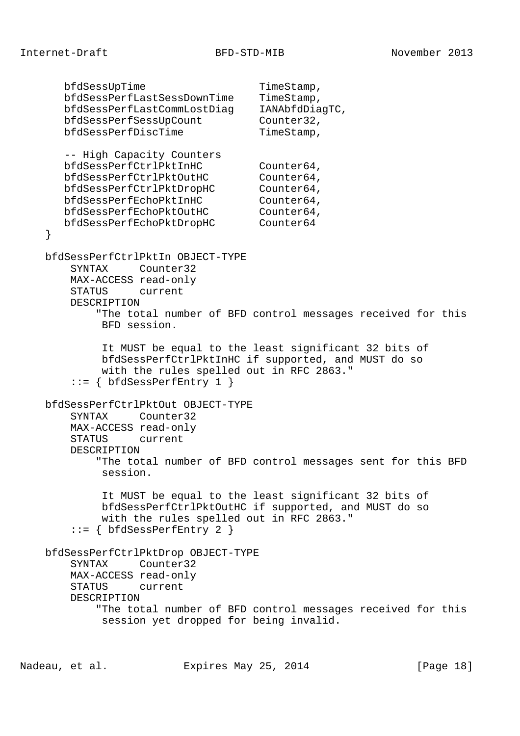```
      bfdSessUpTime                  TimeStamp,
      bfdSessPerfLastSessDownTime    TimeStamp,
      bfdSessPerfLastCommLostDiag    IANAbfdDiagTC,
      bfdSessPerfSessUpCount         Counter32,
      bfdSessPerfDiscTime            TimeStamp,

      -- High Capacity Counters
      bfdSessPerfCtrlPktInHC         Counter64,
      bfdSessPerfCtrlPktOutHC        Counter64,
      bfdSessPerfCtrlPktDropHC       Counter64,
      bfdSessPerfEchoPktInHC         Counter64,
      bfdSessPerfEchoPktOutHC        Counter64,
      bfdSessPerfEchoPktDropHC       Counter64
   }

   bfdSessPerfCtrlPktIn OBJECT-TYPE
       SYNTAX     Counter32
       MAX-ACCESS read-only
       STATUS     current
       DESCRIPTION
           "The total number of BFD control messages received for this
            BFD session.

            It MUST be equal to the least significant 32 bits of
            bfdSessPerfCtrlPktInHC if supported, and MUST do so
            with the rules spelled out in RFC 2863."
       ::= { bfdSessPerfEntry 1 }

   bfdSessPerfCtrlPktOut OBJECT-TYPE
       SYNTAX     Counter32
       MAX-ACCESS read-only
       STATUS     current
       DESCRIPTION
           "The total number of BFD control messages sent for this BFD
            session.

            It MUST be equal to the least significant 32 bits of
            bfdSessPerfCtrlPktOutHC if supported, and MUST do so
            with the rules spelled out in RFC 2863."
       ::= { bfdSessPerfEntry 2 }

   bfdSessPerfCtrlPktDrop OBJECT-TYPE
       SYNTAX     Counter32
       MAX-ACCESS read-only
       STATUS     current
       DESCRIPTION
           "The total number of BFD control messages received for this
            session yet dropped for being invalid.
```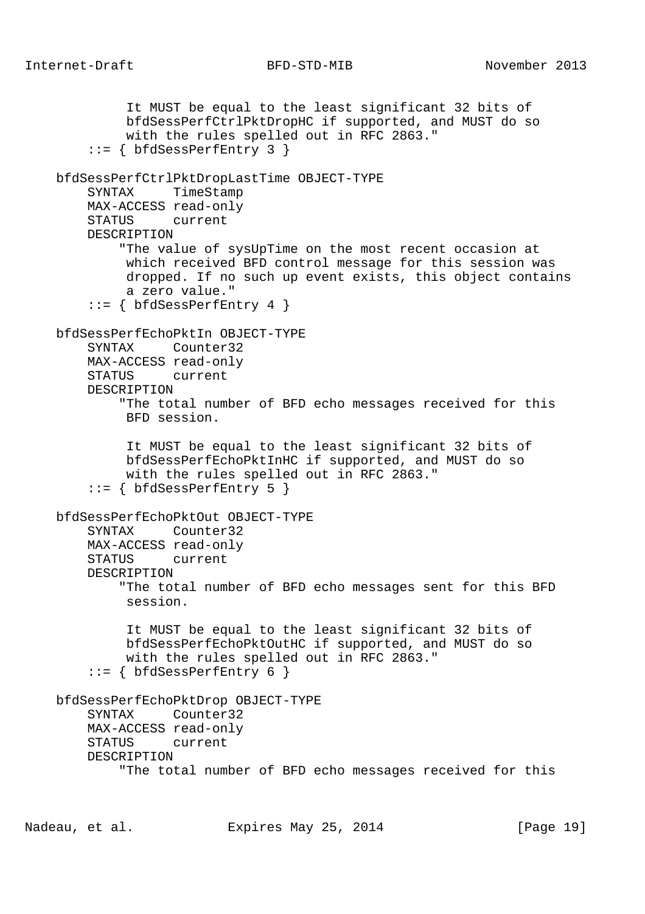```
            It MUST be equal to the least significant 32 bits of
            bfdSessPerfCtrlPktDropHC if supported, and MUST do so
            with the rules spelled out in RFC 2863."
       ::= { bfdSessPerfEntry 3 }

    bfdSessPerfCtrlPktDropLastTime OBJECT-TYPE
        SYNTAX     TimeStamp
        MAX-ACCESS read-only
        STATUS     current
        DESCRIPTION
            "The value of sysUpTime on the most recent occasion at
             which received BFD control message for this session was
             dropped. If no such up event exists, this object contains
             a zero value."
        ::= { bfdSessPerfEntry 4 }

    bfdSessPerfEchoPktIn OBJECT-TYPE
        SYNTAX     Counter32
        MAX-ACCESS read-only
        STATUS     current
        DESCRIPTION
            "The total number of BFD echo messages received for this
             BFD session.

             It MUST be equal to the least significant 32 bits of
             bfdSessPerfEchoPktInHC if supported, and MUST do so
             with the rules spelled out in RFC 2863."
        ::= { bfdSessPerfEntry 5 }

    bfdSessPerfEchoPktOut OBJECT-TYPE
        SYNTAX     Counter32
        MAX-ACCESS read-only
        STATUS     current
        DESCRIPTION
            "The total number of BFD echo messages sent for this BFD
             session.

             It MUST be equal to the least significant 32 bits of
             bfdSessPerfEchoPktOutHC if supported, and MUST do so
             with the rules spelled out in RFC 2863."
        ::= { bfdSessPerfEntry 6 }

    bfdSessPerfEchoPktDrop OBJECT-TYPE
        SYNTAX     Counter32
        MAX-ACCESS read-only
        STATUS     current
        DESCRIPTION
            "The total number of BFD echo messages received for this
```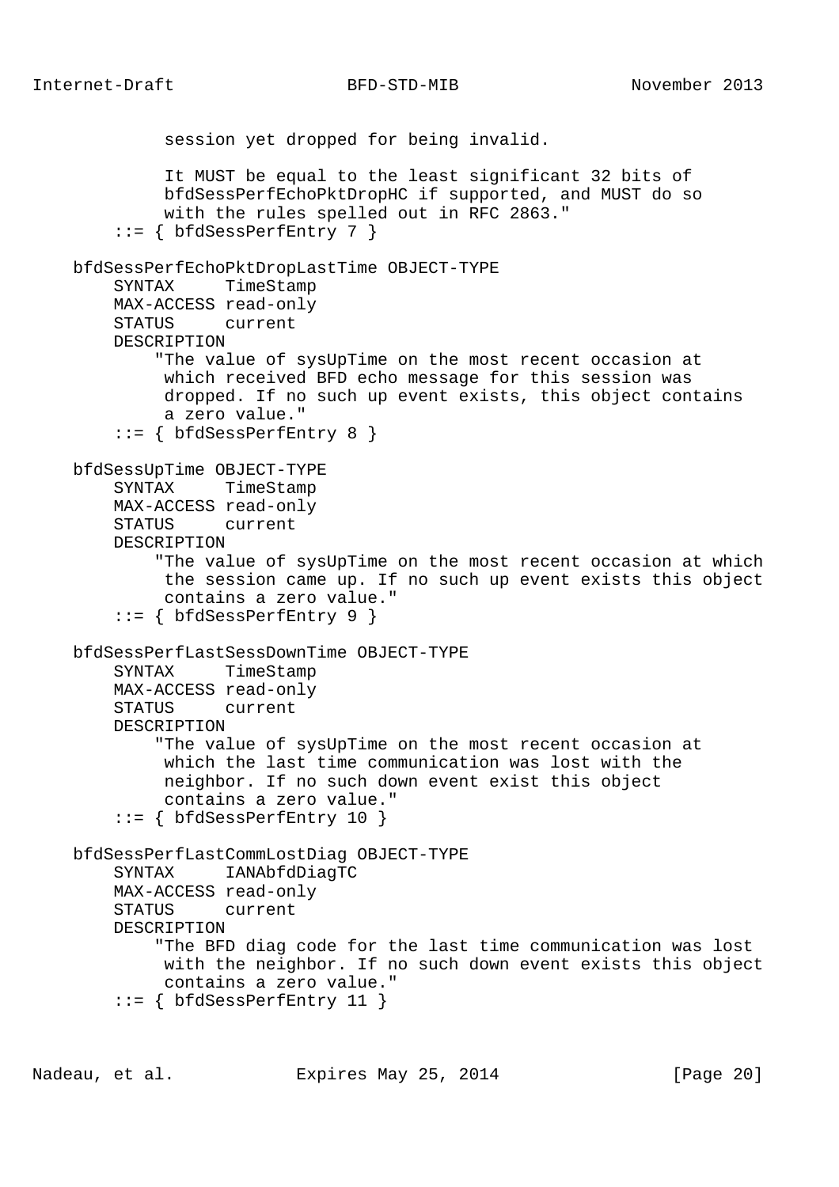```
           session yet dropped for being invalid.

           It MUST be equal to the least significant 32 bits of
           bfdSessPerfEchoPktDropHC if supported, and MUST do so
           with the rules spelled out in RFC 2863."
       ::= { bfdSessPerfEntry 7 }

   bfdSessPerfEchoPktDropLastTime OBJECT-TYPE
       SYNTAX     TimeStamp
       MAX-ACCESS read-only
       STATUS     current
       DESCRIPTION
           "The value of sysUpTime on the most recent occasion at
            which received BFD echo message for this session was
            dropped. If no such up event exists, this object contains
            a zero value."
       ::= { bfdSessPerfEntry 8 }

   bfdSessUpTime OBJECT-TYPE
       SYNTAX     TimeStamp
       MAX-ACCESS read-only
       STATUS     current
       DESCRIPTION
           "The value of sysUpTime on the most recent occasion at which
            the session came up. If no such up event exists this object
            contains a zero value."
       ::= { bfdSessPerfEntry 9 }

   bfdSessPerfLastSessDownTime OBJECT-TYPE
       SYNTAX     TimeStamp
       MAX-ACCESS read-only
       STATUS     current
       DESCRIPTION
           "The value of sysUpTime on the most recent occasion at
            which the last time communication was lost with the
            neighbor. If no such down event exist this object
            contains a zero value."
       ::= { bfdSessPerfEntry 10 }

   bfdSessPerfLastCommLostDiag OBJECT-TYPE
       SYNTAX     IANAbfdDiagTC
       MAX-ACCESS read-only
       STATUS     current
       DESCRIPTION
           "The BFD diag code for the last time communication was lost
            with the neighbor. If no such down event exists this object
            contains a zero value."
       ::= { bfdSessPerfEntry 11 }
```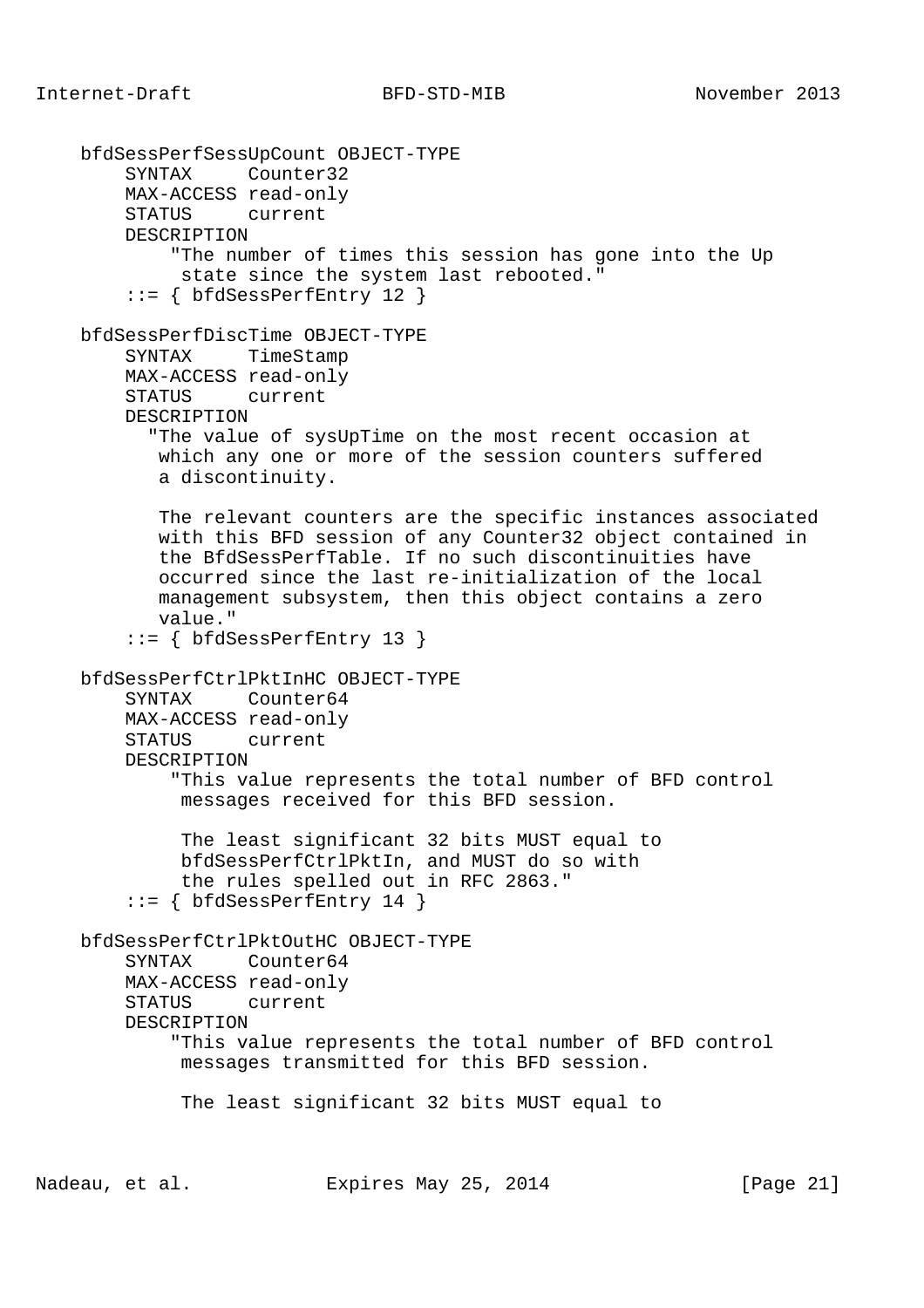```
    bfdSessPerfSessUpCount OBJECT-TYPE
        SYNTAX     Counter32
        MAX-ACCESS read-only
        STATUS     current
        DESCRIPTION
            "The number of times this session has gone into the Up
             state since the system last rebooted."
        ::= { bfdSessPerfEntry 12 }

    bfdSessPerfDiscTime OBJECT-TYPE
        SYNTAX     TimeStamp
        MAX-ACCESS read-only
        STATUS     current
        DESCRIPTION
          "The value of sysUpTime on the most recent occasion at
           which any one or more of the session counters suffered
           a discontinuity.

           The relevant counters are the specific instances associated
           with this BFD session of any Counter32 object contained in
           the BfdSessPerfTable. If no such discontinuities have
           occurred since the last re-initialization of the local
           management subsystem, then this object contains a zero
           value."
        ::= { bfdSessPerfEntry 13 }

    bfdSessPerfCtrlPktInHC OBJECT-TYPE
        SYNTAX     Counter64
        MAX-ACCESS read-only
        STATUS     current
        DESCRIPTION
            "This value represents the total number of BFD control
             messages received for this BFD session.

             The least significant 32 bits MUST equal to
             bfdSessPerfCtrlPktIn, and MUST do so with
             the rules spelled out in RFC 2863."
        ::= { bfdSessPerfEntry 14 }

    bfdSessPerfCtrlPktOutHC OBJECT-TYPE
        SYNTAX     Counter64
        MAX-ACCESS read-only
        STATUS     current
        DESCRIPTION
            "This value represents the total number of BFD control
             messages transmitted for this BFD session.

             The least significant 32 bits MUST equal to
```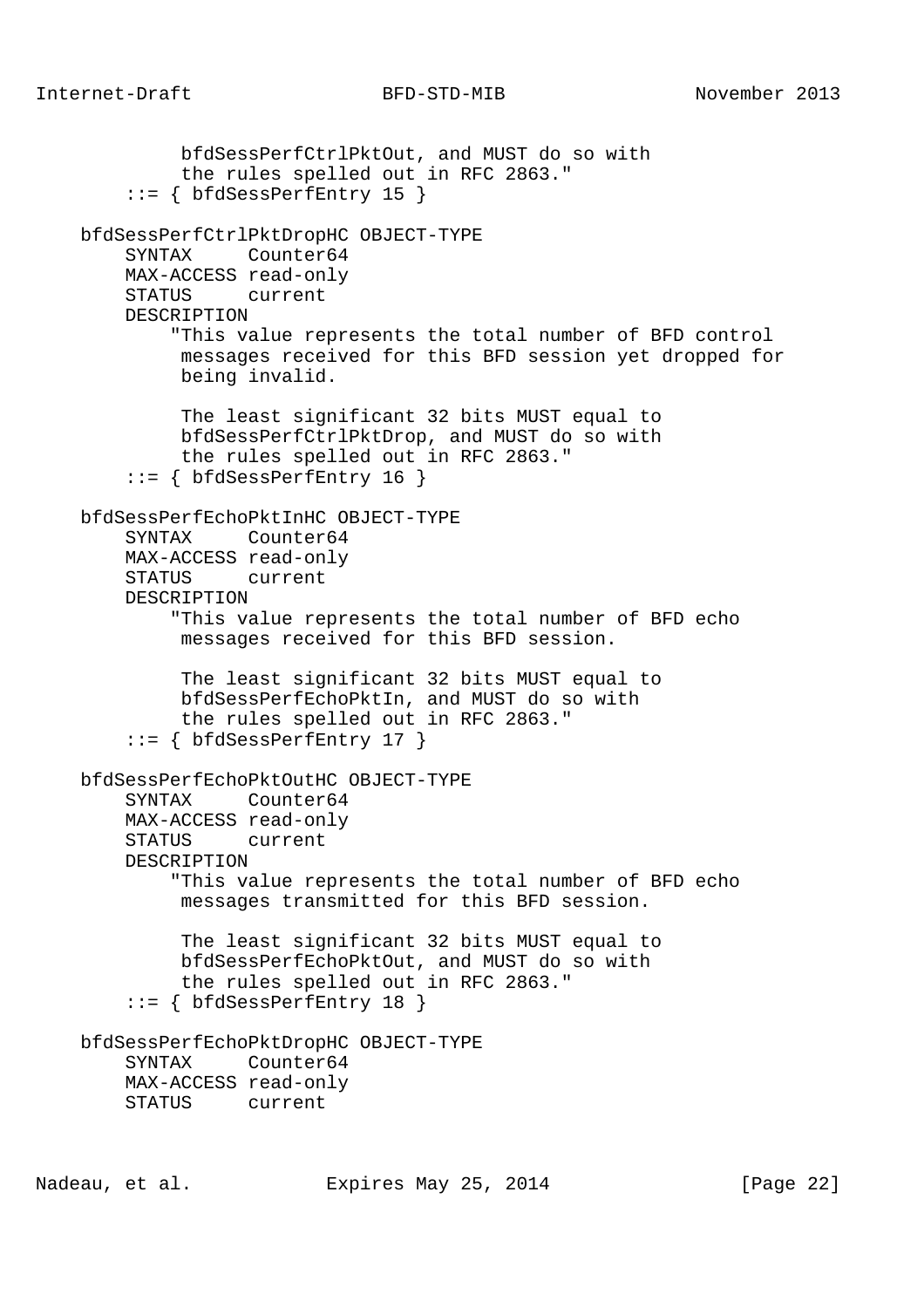```
             bfdSessPerfCtrlPktOut, and MUST do so with
             the rules spelled out in RFC 2863."
        ::= { bfdSessPerfEntry 15 }

    bfdSessPerfCtrlPktDropHC OBJECT-TYPE
        SYNTAX     Counter64
        MAX-ACCESS read-only
        STATUS     current
        DESCRIPTION
            "This value represents the total number of BFD control
             messages received for this BFD session yet dropped for
             being invalid.

             The least significant 32 bits MUST equal to
             bfdSessPerfCtrlPktDrop, and MUST do so with
             the rules spelled out in RFC 2863."
        ::= { bfdSessPerfEntry 16 }

    bfdSessPerfEchoPktInHC OBJECT-TYPE
        SYNTAX     Counter64
        MAX-ACCESS read-only
        STATUS     current
        DESCRIPTION
            "This value represents the total number of BFD echo
             messages received for this BFD session.

             The least significant 32 bits MUST equal to
             bfdSessPerfEchoPktIn, and MUST do so with
             the rules spelled out in RFC 2863."
        ::= { bfdSessPerfEntry 17 }

    bfdSessPerfEchoPktOutHC OBJECT-TYPE
        SYNTAX     Counter64
        MAX-ACCESS read-only
        STATUS     current
        DESCRIPTION
            "This value represents the total number of BFD echo
             messages transmitted for this BFD session.

             The least significant 32 bits MUST equal to
             bfdSessPerfEchoPktOut, and MUST do so with
             the rules spelled out in RFC 2863."
        ::= { bfdSessPerfEntry 18 }

    bfdSessPerfEchoPktDropHC OBJECT-TYPE
        SYNTAX     Counter64
        MAX-ACCESS read-only
        STATUS     current
```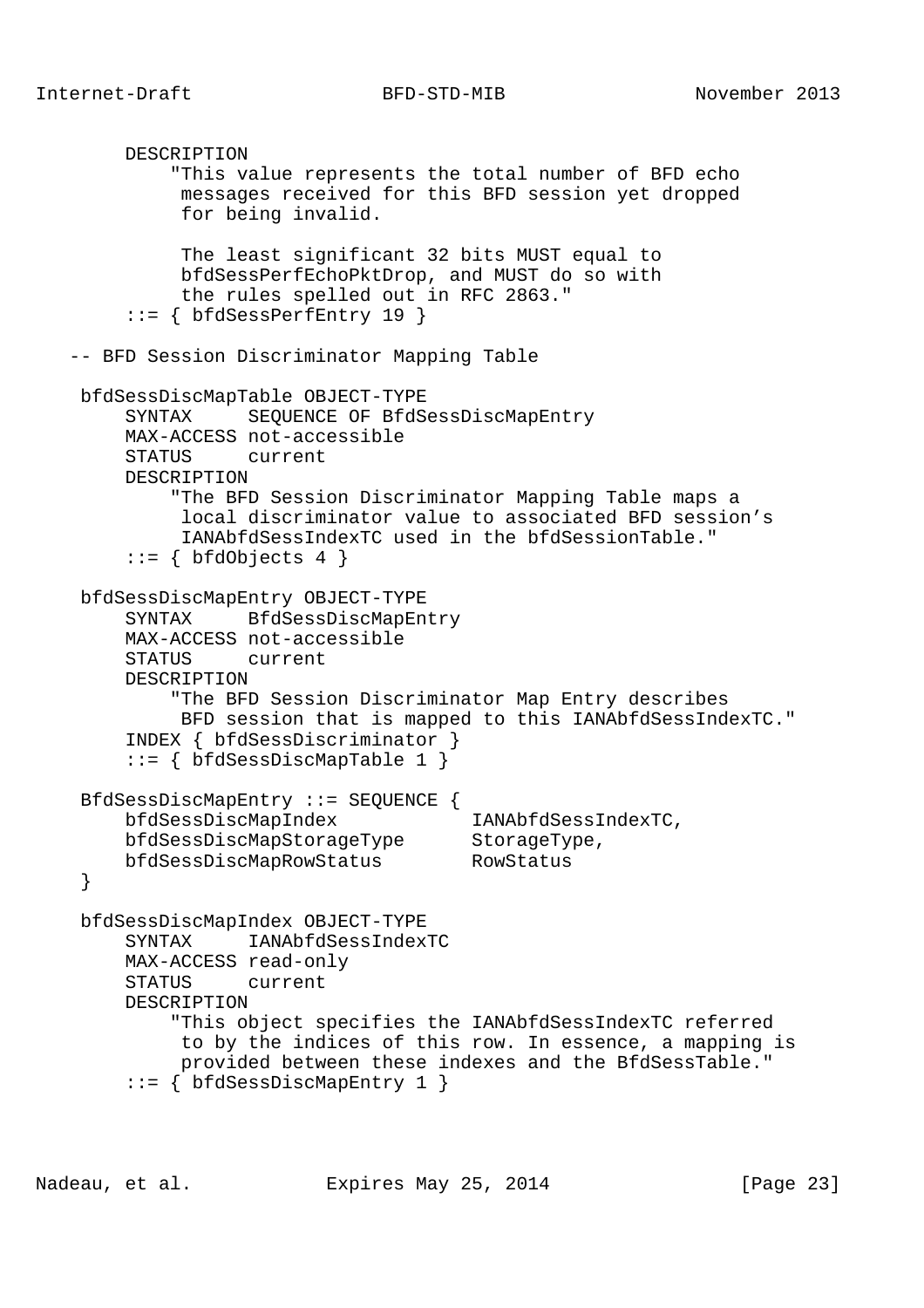```
        DESCRIPTION
            "This value represents the total number of BFD echo
             messages received for this BFD session yet dropped
             for being invalid.

             The least significant 32 bits MUST equal to
             bfdSessPerfEchoPktDrop, and MUST do so with
             the rules spelled out in RFC 2863."
        ::= { bfdSessPerfEntry 19 }

   -- BFD Session Discriminator Mapping Table

    bfdSessDiscMapTable OBJECT-TYPE
        SYNTAX     SEQUENCE OF BfdSessDiscMapEntry
        MAX-ACCESS not-accessible
        STATUS     current
        DESCRIPTION
            "The BFD Session Discriminator Mapping Table maps a
             local discriminator value to associated BFD session's
             IANAbfdSessIndexTC used in the bfdSessionTable."
        ::= { bfdObjects 4 }

    bfdSessDiscMapEntry OBJECT-TYPE
        SYNTAX     BfdSessDiscMapEntry
        MAX-ACCESS not-accessible
        STATUS     current
        DESCRIPTION
            "The BFD Session Discriminator Map Entry describes
             BFD session that is mapped to this IANAbfdSessIndexTC."
        INDEX { bfdSessDiscriminator }
        ::= { bfdSessDiscMapTable 1 }

    BfdSessDiscMapEntry ::= SEQUENCE {
        bfdSessDiscMapIndex            IANAbfdSessIndexTC,
        bfdSessDiscMapStorageType      StorageType,
        bfdSessDiscMapRowStatus        RowStatus
    }

    bfdSessDiscMapIndex OBJECT-TYPE
        SYNTAX     IANAbfdSessIndexTC
        MAX-ACCESS read-only
        STATUS     current
        DESCRIPTION
            "This object specifies the IANAbfdSessIndexTC referred
             to by the indices of this row. In essence, a mapping is
             provided between these indexes and the BfdSessTable."
        ::= { bfdSessDiscMapEntry 1 }
```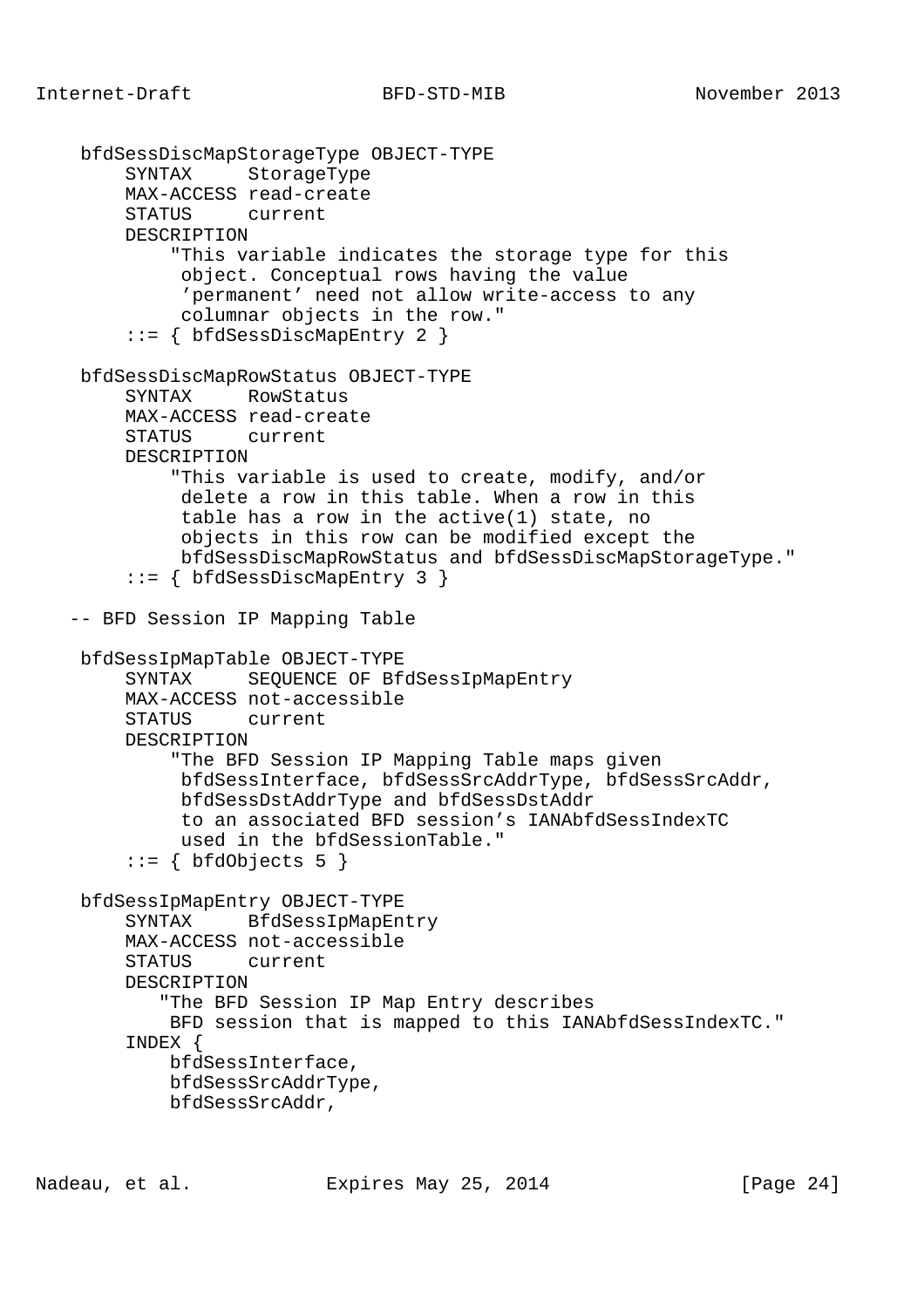```
   bfdSessDiscMapStorageType OBJECT-TYPE
       SYNTAX     StorageType
       MAX-ACCESS read-create
       STATUS     current
       DESCRIPTION
           "This variable indicates the storage type for this
            object. Conceptual rows having the value
            'permanent' need not allow write-access to any
            columnar objects in the row."
       ::= { bfdSessDiscMapEntry 2 }

   bfdSessDiscMapRowStatus OBJECT-TYPE
       SYNTAX     RowStatus
       MAX-ACCESS read-create
       STATUS     current
       DESCRIPTION
           "This variable is used to create, modify, and/or
            delete a row in this table. When a row in this
            table has a row in the active(1) state, no
            objects in this row can be modified except the
            bfdSessDiscMapRowStatus and bfdSessDiscMapStorageType."
       ::= { bfdSessDiscMapEntry 3 }

  -- BFD Session IP Mapping Table

   bfdSessIpMapTable OBJECT-TYPE
       SYNTAX     SEQUENCE OF BfdSessIpMapEntry
       MAX-ACCESS not-accessible
       STATUS     current
       DESCRIPTION
           "The BFD Session IP Mapping Table maps given
            bfdSessInterface, bfdSessSrcAddrType, bfdSessSrcAddr,
            bfdSessDstAddrType and bfdSessDstAddr
            to an associated BFD session's IANAbfdSessIndexTC
            used in the bfdSessionTable."
       ::= { bfdObjects 5 }

   bfdSessIpMapEntry OBJECT-TYPE
       SYNTAX     BfdSessIpMapEntry
       MAX-ACCESS not-accessible
       STATUS     current
       DESCRIPTION
          "The BFD Session IP Map Entry describes
           BFD session that is mapped to this IANAbfdSessIndexTC."
       INDEX {
           bfdSessInterface,
           bfdSessSrcAddrType,
           bfdSessSrcAddr,
```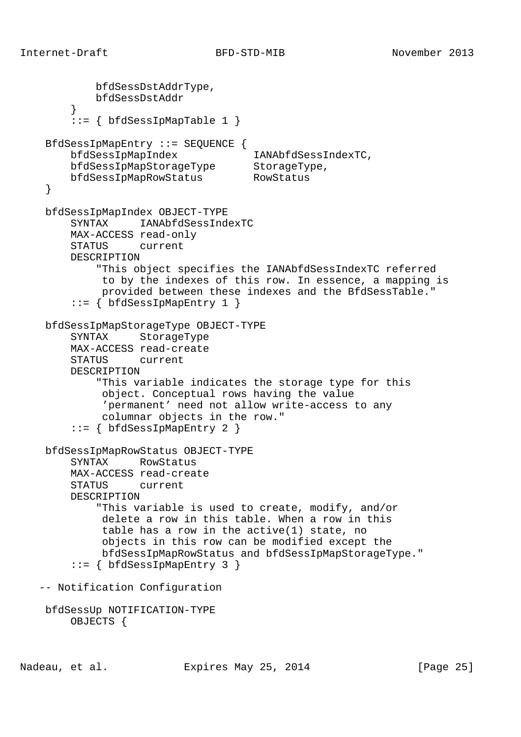```
            bfdSessDstAddrType,
            bfdSessDstAddr
        }
        ::= { bfdSessIpMapTable 1 }

    BfdSessIpMapEntry ::= SEQUENCE {
        bfdSessIpMapIndex            IANAbfdSessIndexTC,
        bfdSessIpMapStorageType      StorageType,
        bfdSessIpMapRowStatus        RowStatus
    }

    bfdSessIpMapIndex OBJECT-TYPE
        SYNTAX     IANAbfdSessIndexTC
        MAX-ACCESS read-only
        STATUS     current
        DESCRIPTION
            "This object specifies the IANAbfdSessIndexTC referred
             to by the indexes of this row. In essence, a mapping is
             provided between these indexes and the BfdSessTable."
        ::= { bfdSessIpMapEntry 1 }

    bfdSessIpMapStorageType OBJECT-TYPE
        SYNTAX     StorageType
        MAX-ACCESS read-create
        STATUS     current
        DESCRIPTION
            "This variable indicates the storage type for this
             object. Conceptual rows having the value
             'permanent' need not allow write-access to any
             columnar objects in the row."
        ::= { bfdSessIpMapEntry 2 }

    bfdSessIpMapRowStatus OBJECT-TYPE
        SYNTAX     RowStatus
        MAX-ACCESS read-create
        STATUS     current
        DESCRIPTION
            "This variable is used to create, modify, and/or
             delete a row in this table. When a row in this
             table has a row in the active(1) state, no
             objects in this row can be modified except the
             bfdSessIpMapRowStatus and bfdSessIpMapStorageType."
        ::= { bfdSessIpMapEntry 3 }

   -- Notification Configuration

    bfdSessUp NOTIFICATION-TYPE
        OBJECTS {
```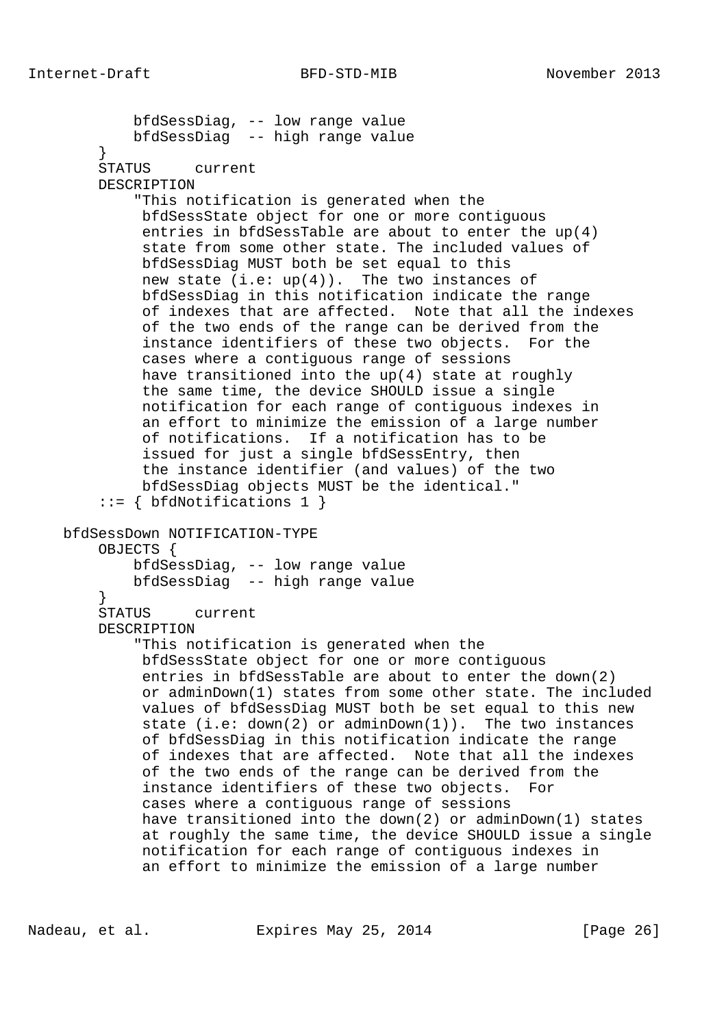```
            bfdSessDiag, -- low range value
            bfdSessDiag  -- high range value
        }
        STATUS     current
        DESCRIPTION
            "This notification is generated when the
             bfdSessState object for one or more contiguous
             entries in bfdSessTable are about to enter the up(4)
             state from some other state. The included values of
             bfdSessDiag MUST both be set equal to this
             new state (i.e: up(4)).  The two instances of
             bfdSessDiag in this notification indicate the range
             of indexes that are affected.  Note that all the indexes
             of the two ends of the range can be derived from the
             instance identifiers of these two objects.  For the
             cases where a contiguous range of sessions
             have transitioned into the up(4) state at roughly
             the same time, the device SHOULD issue a single
             notification for each range of contiguous indexes in
             an effort to minimize the emission of a large number
             of notifications.  If a notification has to be
             issued for just a single bfdSessEntry, then
             the instance identifier (and values) of the two
             bfdSessDiag objects MUST be the identical."
        ::= { bfdNotifications 1 }

    bfdSessDown NOTIFICATION-TYPE
        OBJECTS {
            bfdSessDiag, -- low range value
            bfdSessDiag  -- high range value
        }
        STATUS     current
        DESCRIPTION
            "This notification is generated when the
             bfdSessState object for one or more contiguous
             entries in bfdSessTable are about to enter the down(2)
             or adminDown(1) states from some other state. The included
             values of bfdSessDiag MUST both be set equal to this new
             state (i.e: down(2) or adminDown(1)).  The two instances
             of bfdSessDiag in this notification indicate the range
             of indexes that are affected.  Note that all the indexes
             of the two ends of the range can be derived from the
             instance identifiers of these two objects.  For
             cases where a contiguous range of sessions
             have transitioned into the down(2) or adminDown(1) states
             at roughly the same time, the device SHOULD issue a single
             notification for each range of contiguous indexes in
             an effort to minimize the emission of a large number
```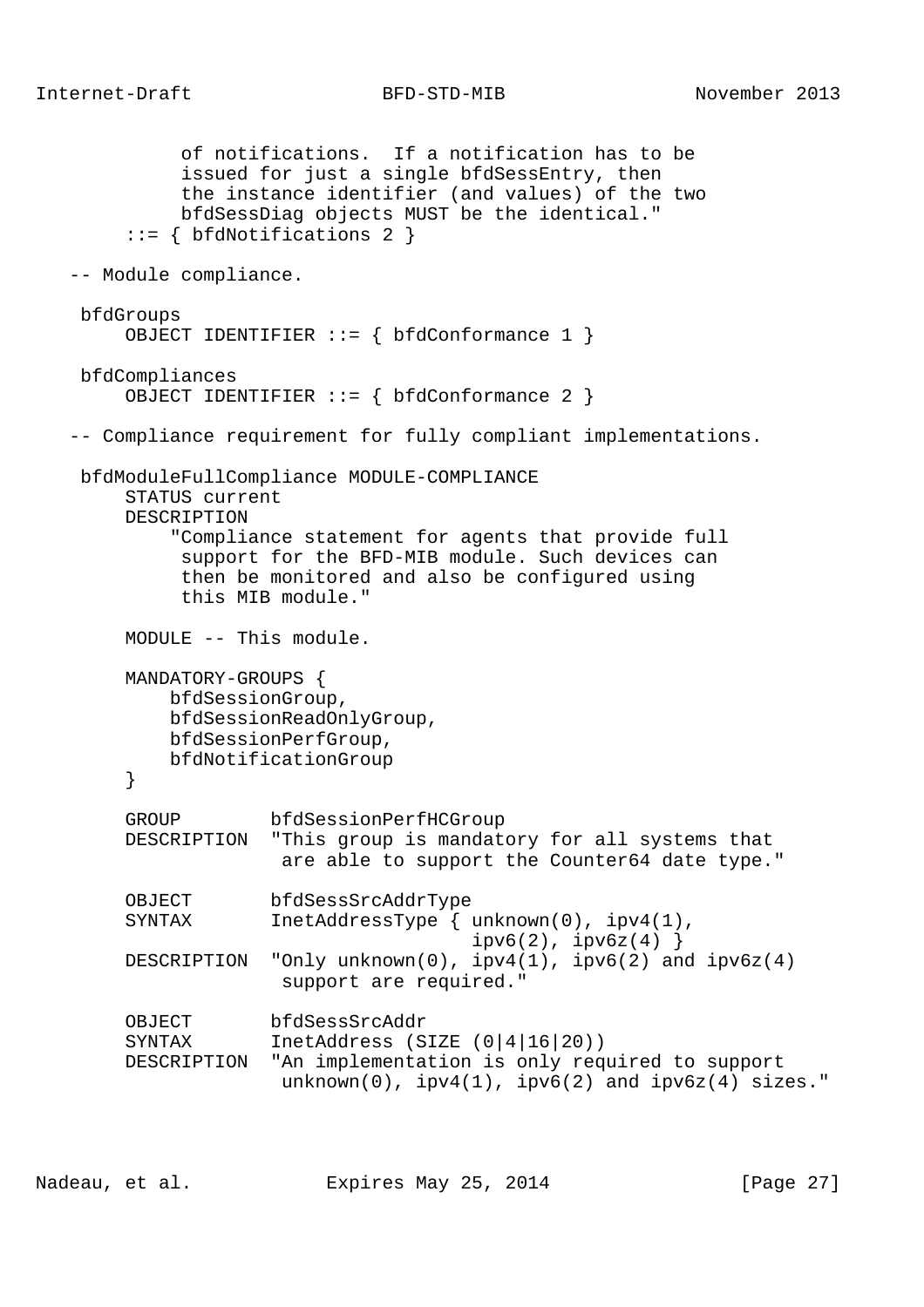```
             of notifications.  If a notification has to be
             issued for just a single bfdSessEntry, then
             the instance identifier (and values) of the two
             bfdSessDiag objects MUST be the identical."
        ::= { bfdNotifications 2 }

   -- Module compliance.

    bfdGroups
        OBJECT IDENTIFIER ::= { bfdConformance 1 }

    bfdCompliances
        OBJECT IDENTIFIER ::= { bfdConformance 2 }

   -- Compliance requirement for fully compliant implementations.

    bfdModuleFullCompliance MODULE-COMPLIANCE
        STATUS current
        DESCRIPTION
            "Compliance statement for agents that provide full
             support for the BFD-MIB module. Such devices can
             then be monitored and also be configured using
             this MIB module."

        MODULE -- This module.

        MANDATORY-GROUPS {
            bfdSessionGroup,
            bfdSessionReadOnlyGroup,
            bfdSessionPerfGroup,
            bfdNotificationGroup
        }

        GROUP        bfdSessionPerfHCGroup
        DESCRIPTION  "This group is mandatory for all systems that
                      are able to support the Counter64 date type."

        OBJECT       bfdSessSrcAddrType
        SYNTAX       InetAddressType { unknown(0), ipv4(1),
                                       ipv6(2), ipv6z(4) }
        DESCRIPTION  "Only unknown(0), ipv4(1), ipv6(2) and ipv6z(4)
                      support are required."

        OBJECT       bfdSessSrcAddr
        SYNTAX       InetAddress (SIZE (0|4|16|20))
        DESCRIPTION  "An implementation is only required to support
                      unknown(0), ipv4(1), ipv6(2) and ipv6z(4) sizes."
```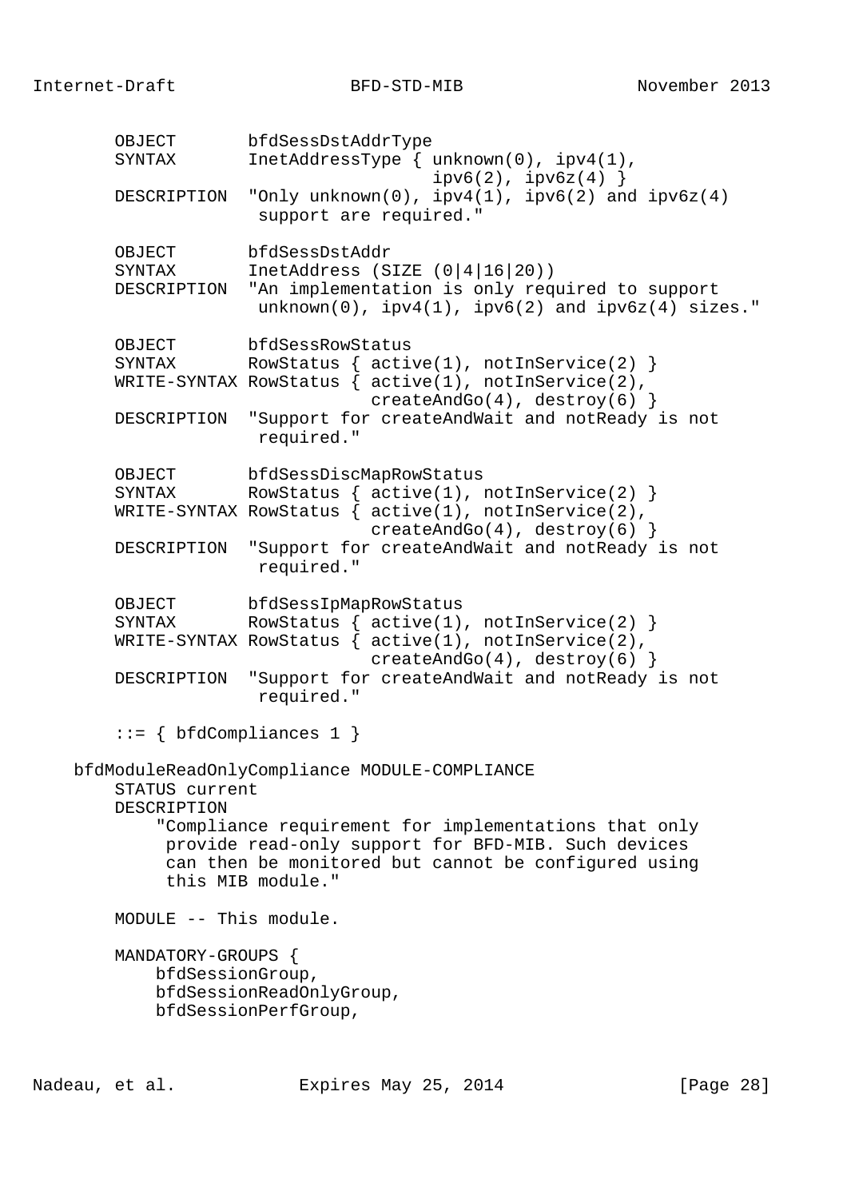```
      OBJECT       bfdSessDstAddrType
      SYNTAX       InetAddressType { unknown(0), ipv4(1),
                                     ipv6(2), ipv6z(4) }
      DESCRIPTION  "Only unknown(0), ipv4(1), ipv6(2) and ipv6z(4)
                    support are required."

      OBJECT       bfdSessDstAddr
      SYNTAX       InetAddress (SIZE (0|4|16|20))
      DESCRIPTION  "An implementation is only required to support
                    unknown(0), ipv4(1), ipv6(2) and ipv6z(4) sizes."

      OBJECT       bfdSessRowStatus
      SYNTAX       RowStatus { active(1), notInService(2) }
      WRITE-SYNTAX RowStatus { active(1), notInService(2),
                               createAndGo(4), destroy(6) }
      DESCRIPTION  "Support for createAndWait and notReady is not
                    required."

      OBJECT       bfdSessDiscMapRowStatus
      SYNTAX       RowStatus { active(1), notInService(2) }
      WRITE-SYNTAX RowStatus { active(1), notInService(2),
                               createAndGo(4), destroy(6) }
      DESCRIPTION  "Support for createAndWait and notReady is not
                    required."

      OBJECT       bfdSessIpMapRowStatus
      SYNTAX       RowStatus { active(1), notInService(2) }
      WRITE-SYNTAX RowStatus { active(1), notInService(2),
                               createAndGo(4), destroy(6) }
      DESCRIPTION  "Support for createAndWait and notReady is not
                    required."

      ::= { bfdCompliances 1 }

  bfdModuleReadOnlyCompliance MODULE-COMPLIANCE
      STATUS current
      DESCRIPTION
          "Compliance requirement for implementations that only
           provide read-only support for BFD-MIB. Such devices
           can then be monitored but cannot be configured using
           this MIB module."

      MODULE -- This module.

      MANDATORY-GROUPS {
          bfdSessionGroup,
          bfdSessionReadOnlyGroup,
          bfdSessionPerfGroup,
```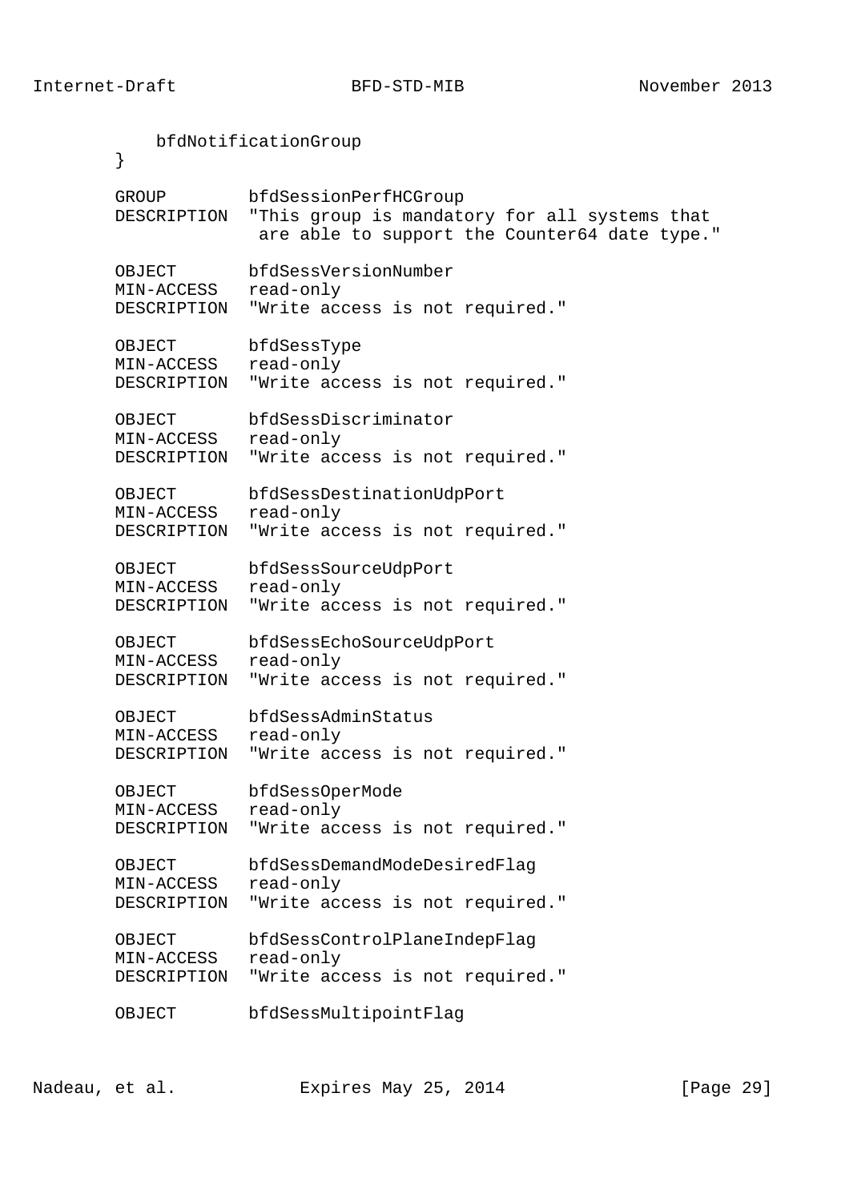```
            bfdNotificationGroup
        }

        GROUP        bfdSessionPerfHCGroup
        DESCRIPTION  "This group is mandatory for all systems that
                      are able to support the Counter64 date type."

        OBJECT       bfdSessVersionNumber
        MIN-ACCESS   read-only
        DESCRIPTION  "Write access is not required."

        OBJECT       bfdSessType
        MIN-ACCESS   read-only
        DESCRIPTION  "Write access is not required."

        OBJECT       bfdSessDiscriminator
        MIN-ACCESS   read-only
        DESCRIPTION  "Write access is not required."

        OBJECT       bfdSessDestinationUdpPort
        MIN-ACCESS   read-only
        DESCRIPTION  "Write access is not required."

        OBJECT       bfdSessSourceUdpPort
        MIN-ACCESS   read-only
        DESCRIPTION  "Write access is not required."

        OBJECT       bfdSessEchoSourceUdpPort
        MIN-ACCESS   read-only
        DESCRIPTION  "Write access is not required."

        OBJECT       bfdSessAdminStatus
        MIN-ACCESS   read-only
        DESCRIPTION  "Write access is not required."

        OBJECT       bfdSessOperMode
        MIN-ACCESS   read-only
        DESCRIPTION  "Write access is not required."

        OBJECT       bfdSessDemandModeDesiredFlag
        MIN-ACCESS   read-only
        DESCRIPTION  "Write access is not required."

        OBJECT       bfdSessControlPlaneIndepFlag
        MIN-ACCESS   read-only
        DESCRIPTION  "Write access is not required."

        OBJECT       bfdSessMultipointFlag
```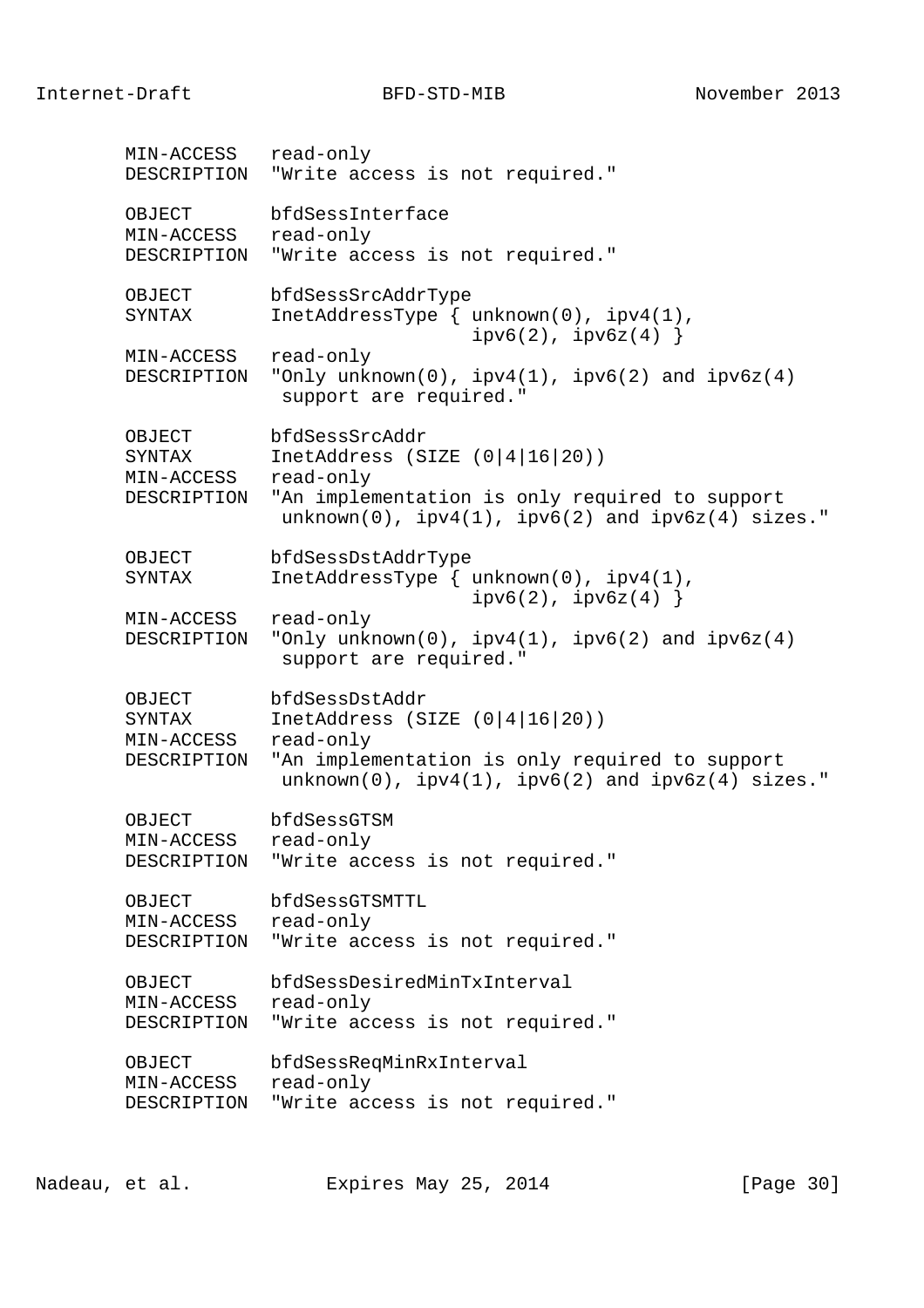```
      MIN-ACCESS   read-only
      DESCRIPTION  "Write access is not required."

      OBJECT       bfdSessInterface
      MIN-ACCESS   read-only
      DESCRIPTION  "Write access is not required."

      OBJECT       bfdSessSrcAddrType
      SYNTAX       InetAddressType { unknown(0), ipv4(1),
                                     ipv6(2), ipv6z(4) }
      MIN-ACCESS   read-only
      DESCRIPTION  "Only unknown(0), ipv4(1), ipv6(2) and ipv6z(4)
                    support are required."

      OBJECT       bfdSessSrcAddr
      SYNTAX       InetAddress (SIZE (0|4|16|20))
      MIN-ACCESS   read-only
      DESCRIPTION  "An implementation is only required to support
                    unknown(0), ipv4(1), ipv6(2) and ipv6z(4) sizes."

      OBJECT       bfdSessDstAddrType
      SYNTAX       InetAddressType { unknown(0), ipv4(1),
                                     ipv6(2), ipv6z(4) }
      MIN-ACCESS   read-only
      DESCRIPTION  "Only unknown(0), ipv4(1), ipv6(2) and ipv6z(4)
                    support are required."

      OBJECT       bfdSessDstAddr
      SYNTAX       InetAddress (SIZE (0|4|16|20))
      MIN-ACCESS   read-only
      DESCRIPTION  "An implementation is only required to support
                    unknown(0), ipv4(1), ipv6(2) and ipv6z(4) sizes."

      OBJECT       bfdSessGTSM
      MIN-ACCESS   read-only
      DESCRIPTION  "Write access is not required."

      OBJECT       bfdSessGTSMTTL
      MIN-ACCESS   read-only
      DESCRIPTION  "Write access is not required."

      OBJECT       bfdSessDesiredMinTxInterval
      MIN-ACCESS   read-only
      DESCRIPTION  "Write access is not required."

      OBJECT       bfdSessReqMinRxInterval
      MIN-ACCESS   read-only
      DESCRIPTION  "Write access is not required."
```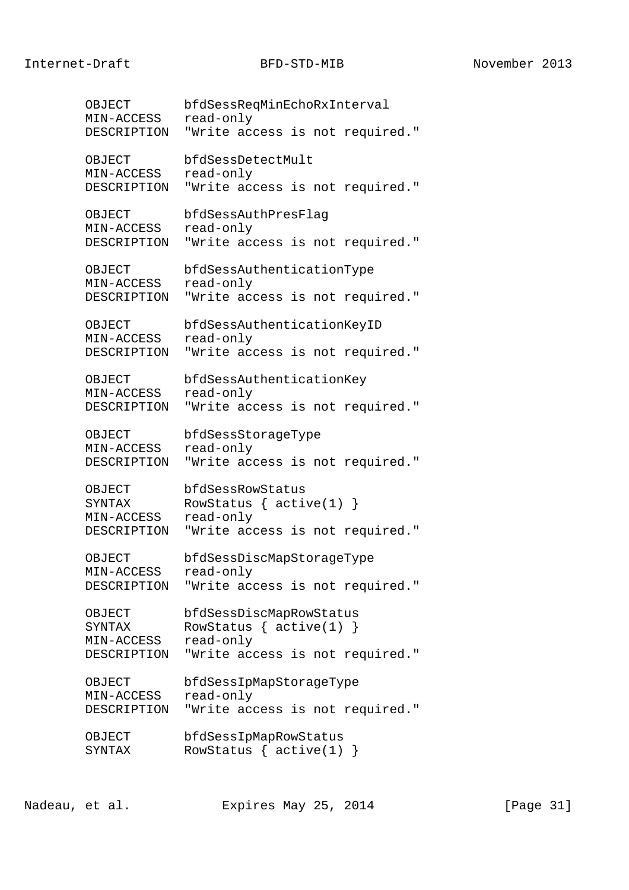```
       OBJECT       bfdSessReqMinEchoRxInterval
       MIN-ACCESS   read-only
       DESCRIPTION  "Write access is not required."

       OBJECT       bfdSessDetectMult
       MIN-ACCESS   read-only
       DESCRIPTION  "Write access is not required."

       OBJECT       bfdSessAuthPresFlag
       MIN-ACCESS   read-only
       DESCRIPTION  "Write access is not required."

       OBJECT       bfdSessAuthenticationType
       MIN-ACCESS   read-only
       DESCRIPTION  "Write access is not required."

       OBJECT       bfdSessAuthenticationKeyID
       MIN-ACCESS   read-only
       DESCRIPTION  "Write access is not required."

       OBJECT       bfdSessAuthenticationKey
       MIN-ACCESS   read-only
       DESCRIPTION  "Write access is not required."

       OBJECT       bfdSessStorageType
       MIN-ACCESS   read-only
       DESCRIPTION  "Write access is not required."

       OBJECT       bfdSessRowStatus
       SYNTAX       RowStatus { active(1) }
       MIN-ACCESS   read-only
       DESCRIPTION  "Write access is not required."

       OBJECT       bfdSessDiscMapStorageType
       MIN-ACCESS   read-only
       DESCRIPTION  "Write access is not required."

       OBJECT       bfdSessDiscMapRowStatus
       SYNTAX       RowStatus { active(1) }
       MIN-ACCESS   read-only
       DESCRIPTION  "Write access is not required."

       OBJECT       bfdSessIpMapStorageType
       MIN-ACCESS   read-only
       DESCRIPTION  "Write access is not required."

       OBJECT       bfdSessIpMapRowStatus
       SYNTAX       RowStatus { active(1) }
```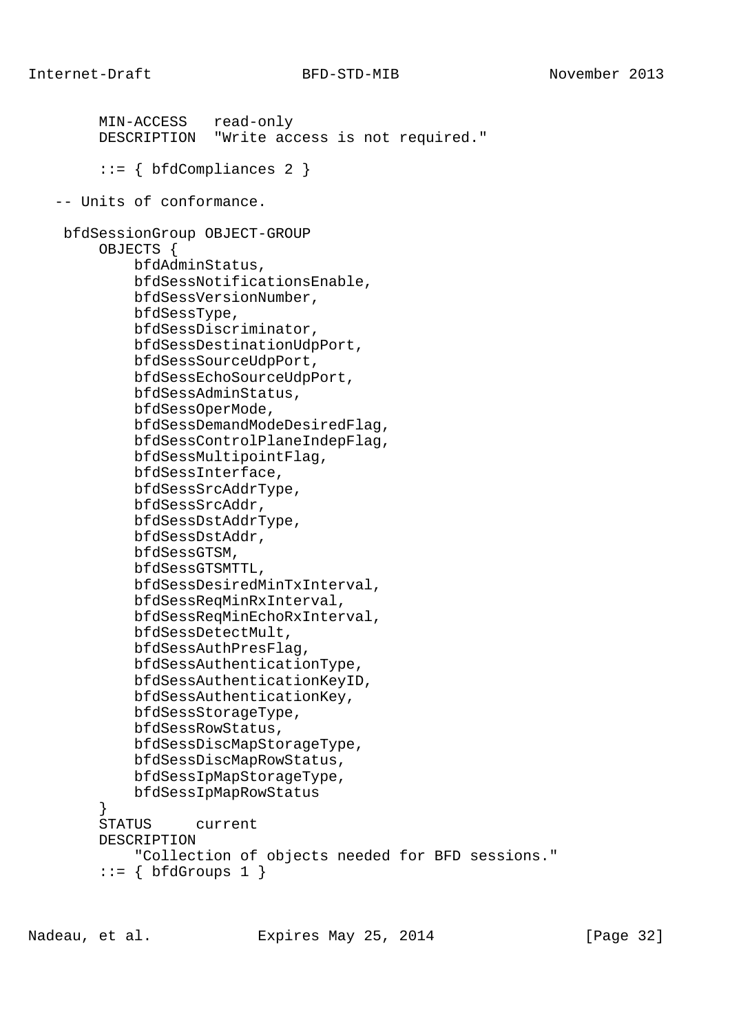```
        MIN-ACCESS   read-only
        DESCRIPTION  "Write access is not required."

        ::= { bfdCompliances 2 }

   -- Units of conformance.

    bfdSessionGroup OBJECT-GROUP
        OBJECTS {
            bfdAdminStatus,
            bfdSessNotificationsEnable,
            bfdSessVersionNumber,
            bfdSessType,
            bfdSessDiscriminator,
            bfdSessDestinationUdpPort,
            bfdSessSourceUdpPort,
            bfdSessEchoSourceUdpPort,
            bfdSessAdminStatus,
            bfdSessOperMode,
            bfdSessDemandModeDesiredFlag,
            bfdSessControlPlaneIndepFlag,
            bfdSessMultipointFlag,
            bfdSessInterface,
            bfdSessSrcAddrType,
            bfdSessSrcAddr,
            bfdSessDstAddrType,
            bfdSessDstAddr,
            bfdSessGTSM,
            bfdSessGTSMTTL,
            bfdSessDesiredMinTxInterval,
            bfdSessReqMinRxInterval,
            bfdSessReqMinEchoRxInterval,
            bfdSessDetectMult,
            bfdSessAuthPresFlag,
            bfdSessAuthenticationType,
            bfdSessAuthenticationKeyID,
            bfdSessAuthenticationKey,
            bfdSessStorageType,
            bfdSessRowStatus,
            bfdSessDiscMapStorageType,
            bfdSessDiscMapRowStatus,
            bfdSessIpMapStorageType,
            bfdSessIpMapRowStatus
        }
        STATUS     current
        DESCRIPTION
            "Collection of objects needed for BFD sessions."
        ::= { bfdGroups 1 }
```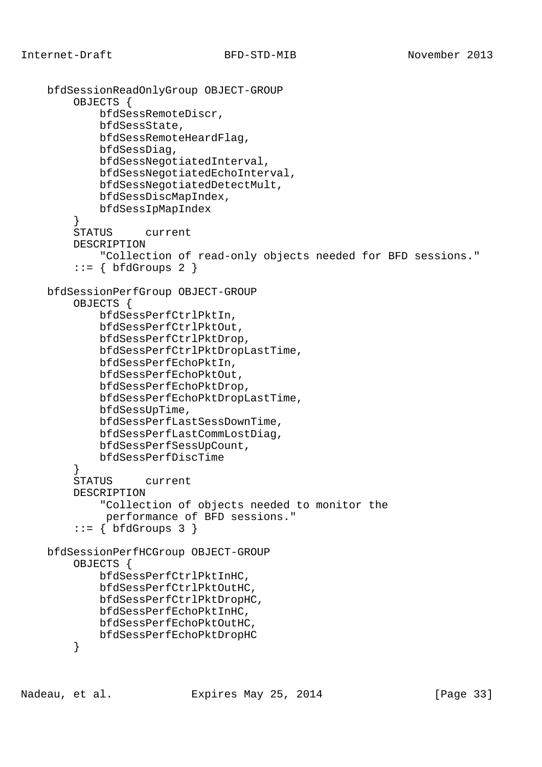```
    bfdSessionReadOnlyGroup OBJECT-GROUP
        OBJECTS {
            bfdSessRemoteDiscr,
            bfdSessState,
            bfdSessRemoteHeardFlag,
            bfdSessDiag,
            bfdSessNegotiatedInterval,
            bfdSessNegotiatedEchoInterval,
            bfdSessNegotiatedDetectMult,
            bfdSessDiscMapIndex,
            bfdSessIpMapIndex
        }
        STATUS     current
        DESCRIPTION
            "Collection of read-only objects needed for BFD sessions."
        ::= { bfdGroups 2 }

    bfdSessionPerfGroup OBJECT-GROUP
        OBJECTS {
            bfdSessPerfCtrlPktIn,
            bfdSessPerfCtrlPktOut,
            bfdSessPerfCtrlPktDrop,
            bfdSessPerfCtrlPktDropLastTime,
            bfdSessPerfEchoPktIn,
            bfdSessPerfEchoPktOut,
            bfdSessPerfEchoPktDrop,
            bfdSessPerfEchoPktDropLastTime,
            bfdSessUpTime,
            bfdSessPerfLastSessDownTime,
            bfdSessPerfLastCommLostDiag,
            bfdSessPerfSessUpCount,
            bfdSessPerfDiscTime
        }
        STATUS     current
        DESCRIPTION
            "Collection of objects needed to monitor the
             performance of BFD sessions."
        ::= { bfdGroups 3 }

    bfdSessionPerfHCGroup OBJECT-GROUP
        OBJECTS {
            bfdSessPerfCtrlPktInHC,
            bfdSessPerfCtrlPktOutHC,
            bfdSessPerfCtrlPktDropHC,
            bfdSessPerfEchoPktInHC,
            bfdSessPerfEchoPktOutHC,
            bfdSessPerfEchoPktDropHC
        }
```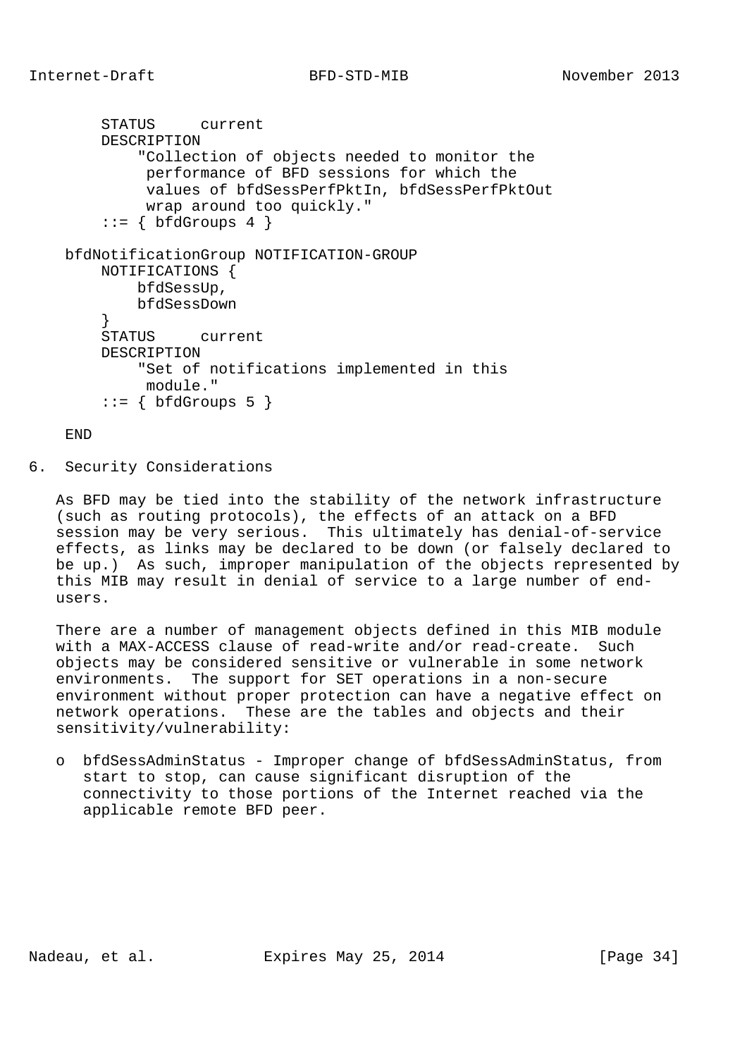```
        STATUS     current
        DESCRIPTION
            "Collection of objects needed to monitor the
             performance of BFD sessions for which the
             values of bfdSessPerfPktIn, bfdSessPerfPktOut
             wrap around too quickly."
        ::= { bfdGroups 4 }

    bfdNotificationGroup NOTIFICATION-GROUP
        NOTIFICATIONS {
            bfdSessUp,
            bfdSessDown
        }
        STATUS     current
        DESCRIPTION
            "Set of notifications implemented in this
             module."
        ::= { bfdGroups 5 }

    END
```

## 6. Security Considerations

As BFD may be tied into the stability of the network infrastructure (such as routing protocols), the effects of an attack on a BFD session may be very serious. This ultimately has denial-of-service effects, as links may be declared to be down (or falsely declared to be up.) As such, improper manipulation of the objects represented by this MIB may result in denial of service to a large number of end-users.

There are a number of management objects defined in this MIB module with a MAX-ACCESS clause of read-write and/or read-create. Such objects may be considered sensitive or vulnerable in some network environments. The support for SET operations in a non-secure environment without proper protection can have a negative effect on network operations. These are the tables and objects and their sensitivity/vulnerability:

- bfdSessAdminStatus - Improper change of bfdSessAdminStatus, from start to stop, can cause significant disruption of the connectivity to those portions of the Internet reached via the applicable remote BFD peer.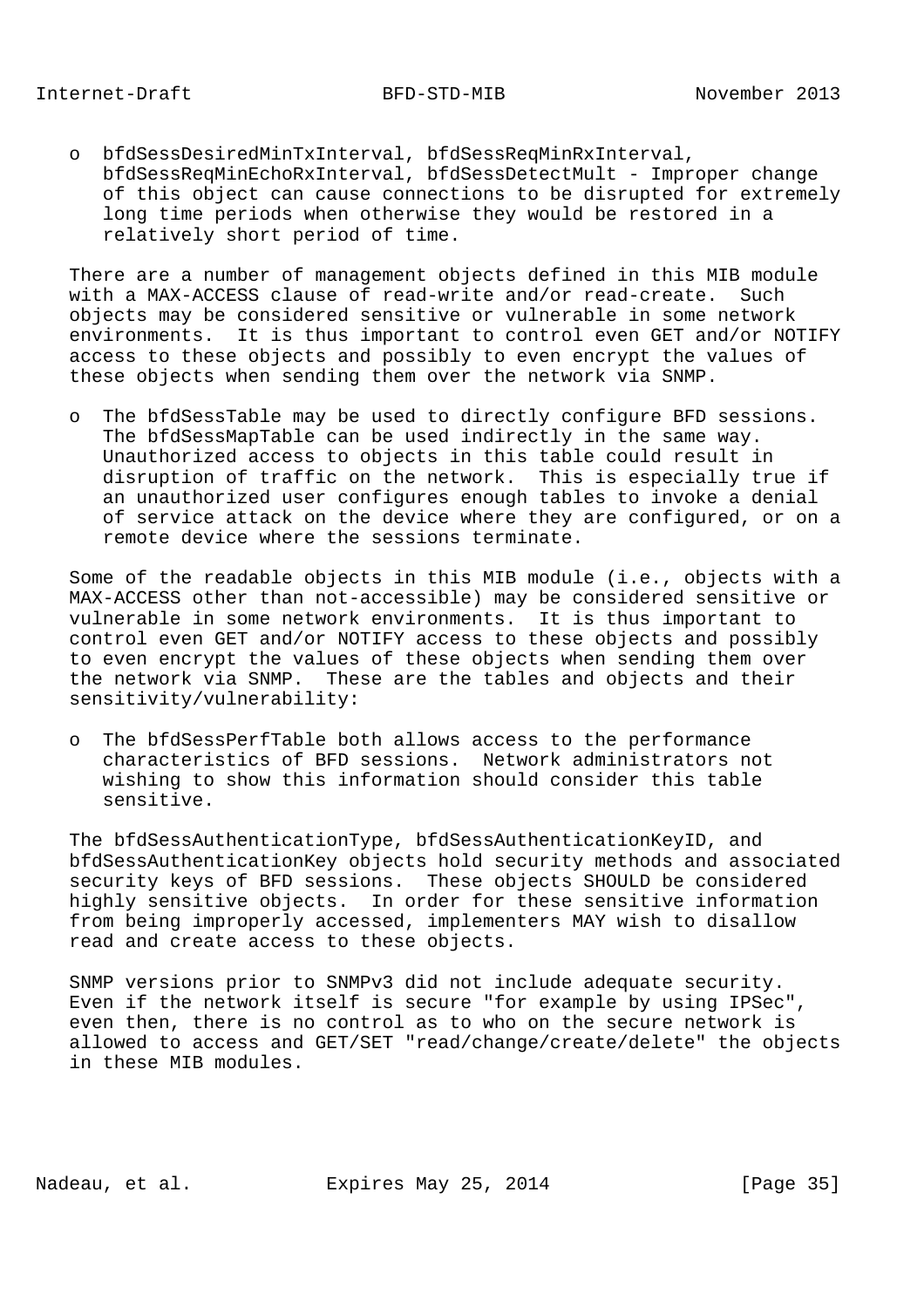- bfdSessDesiredMinTxInterval, bfdSessReqMinRxInterval, bfdSessReqMinEchoRxInterval, bfdSessDetectMult - Improper change of this object can cause connections to be disrupted for extremely long time periods when otherwise they would be restored in a relatively short period of time.

There are a number of management objects defined in this MIB module with a MAX-ACCESS clause of read-write and/or read-create. Such objects may be considered sensitive or vulnerable in some network environments. It is thus important to control even GET and/or NOTIFY access to these objects and possibly to even encrypt the values of these objects when sending them over the network via SNMP.

- The bfdSessTable may be used to directly configure BFD sessions. The bfdSessMapTable can be used indirectly in the same way. Unauthorized access to objects in this table could result in disruption of traffic on the network. This is especially true if an unauthorized user configures enough tables to invoke a denial of service attack on the device where they are configured, or on a remote device where the sessions terminate.

Some of the readable objects in this MIB module (i.e., objects with a MAX-ACCESS other than not-accessible) may be considered sensitive or vulnerable in some network environments. It is thus important to control even GET and/or NOTIFY access to these objects and possibly to even encrypt the values of these objects when sending them over the network via SNMP. These are the tables and objects and their sensitivity/vulnerability:

- The bfdSessPerfTable both allows access to the performance characteristics of BFD sessions. Network administrators not wishing to show this information should consider this table sensitive.

The bfdSessAuthenticationType, bfdSessAuthenticationKeyID, and bfdSessAuthenticationKey objects hold security methods and associated security keys of BFD sessions. These objects SHOULD be considered highly sensitive objects. In order for these sensitive information from being improperly accessed, implementers MAY wish to disallow read and create access to these objects.

SNMP versions prior to SNMPv3 did not include adequate security. Even if the network itself is secure "for example by using IPSec", even then, there is no control as to who on the secure network is allowed to access and GET/SET "read/change/create/delete" the objects in these MIB modules.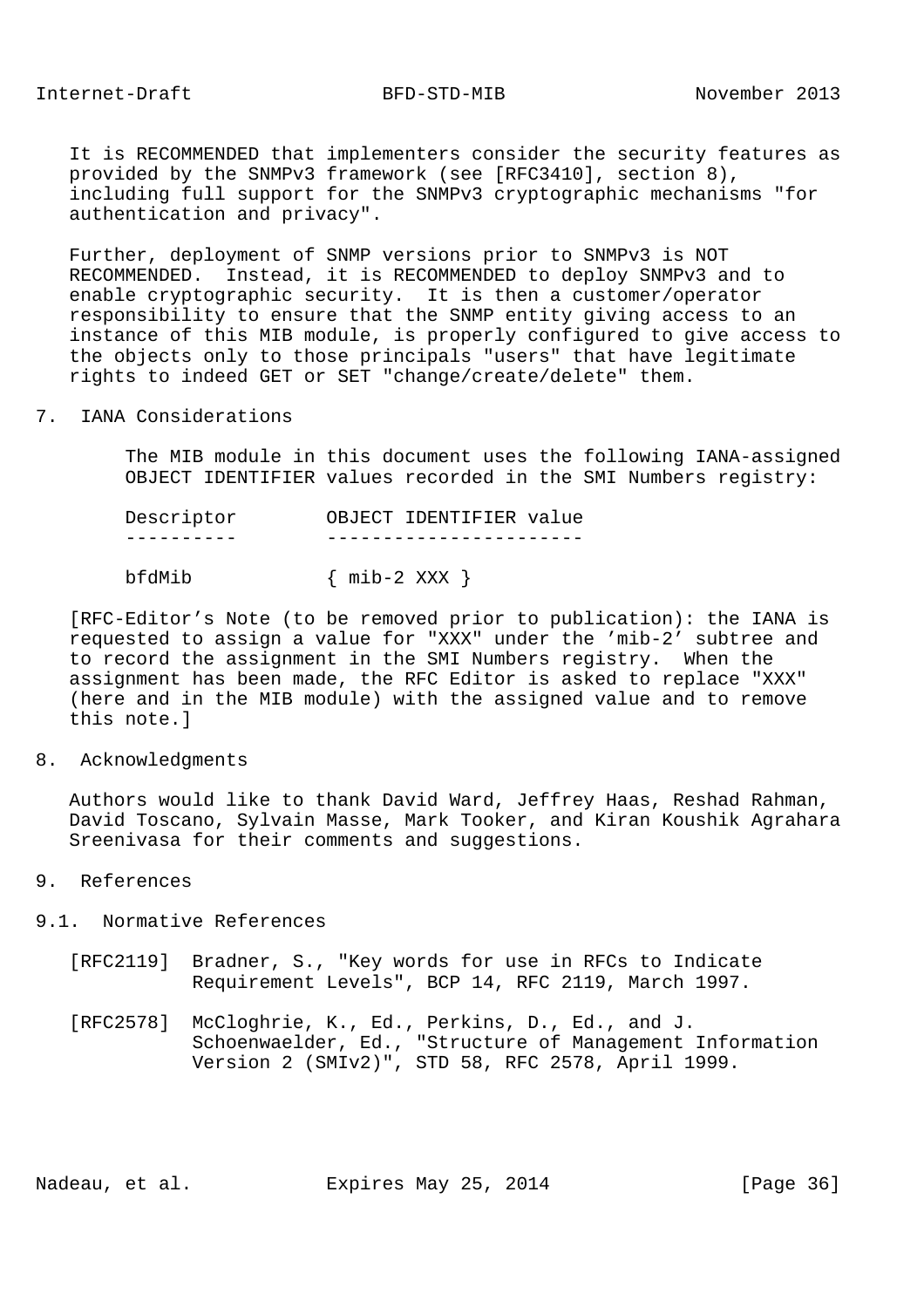It is RECOMMENDED that implementers consider the security features as provided by the SNMPv3 framework (see [RFC3410], section 8), including full support for the SNMPv3 cryptographic mechanisms "for authentication and privacy".

Further, deployment of SNMP versions prior to SNMPv3 is NOT RECOMMENDED. Instead, it is RECOMMENDED to deploy SNMPv3 and to enable cryptographic security. It is then a customer/operator responsibility to ensure that the SNMP entity giving access to an instance of this MIB module, is properly configured to give access to the objects only to those principals "users" that have legitimate rights to indeed GET or SET "change/create/delete" them.

## 7. IANA Considerations

The MIB module in this document uses the following IANA-assigned OBJECT IDENTIFIER values recorded in the SMI Numbers registry:

```
Descriptor        OBJECT IDENTIFIER value
----------        -----------------------

bfdMib            { mib-2 XXX }
```

[RFC-Editor's Note (to be removed prior to publication): the IANA is requested to assign a value for "XXX" under the 'mib-2' subtree and to record the assignment in the SMI Numbers registry. When the assignment has been made, the RFC Editor is asked to replace "XXX" (here and in the MIB module) with the assigned value and to remove this note.]

## 8. Acknowledgments

Authors would like to thank David Ward, Jeffrey Haas, Reshad Rahman, David Toscano, Sylvain Masse, Mark Tooker, and Kiran Koushik Agrahara Sreenivasa for their comments and suggestions.

## 9. References

### 9.1. Normative References

[RFC2119] Bradner, S., "Key words for use in RFCs to Indicate Requirement Levels", BCP 14, RFC 2119, March 1997.

[RFC2578] McCloghrie, K., Ed., Perkins, D., Ed., and J. Schoenwaelder, Ed., "Structure of Management Information Version 2 (SMIv2)", STD 58, RFC 2578, April 1999.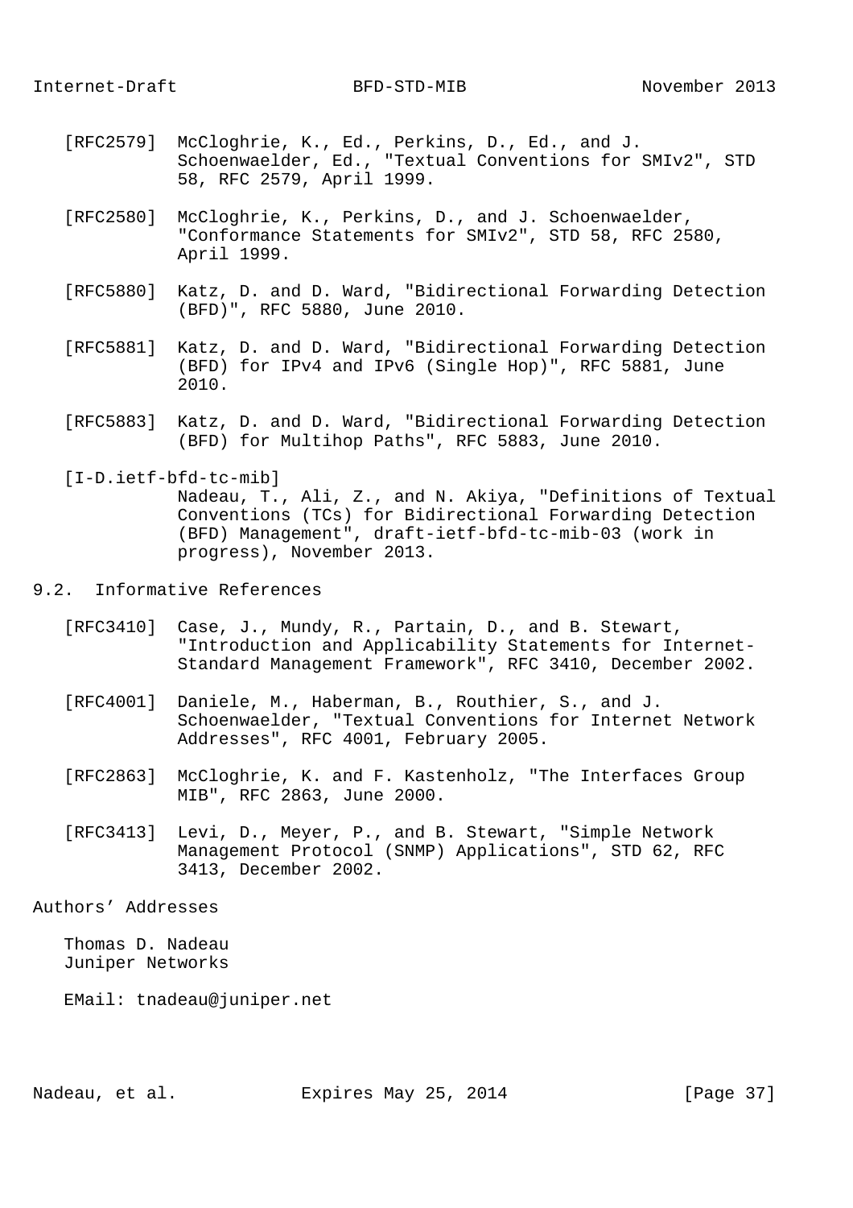[RFC2579] McCloghrie, K., Ed., Perkins, D., Ed., and J. Schoenwaelder, Ed., "Textual Conventions for SMIv2", STD 58, RFC 2579, April 1999.

[RFC2580] McCloghrie, K., Perkins, D., and J. Schoenwaelder, "Conformance Statements for SMIv2", STD 58, RFC 2580, April 1999.

[RFC5880] Katz, D. and D. Ward, "Bidirectional Forwarding Detection (BFD)", RFC 5880, June 2010.

[RFC5881] Katz, D. and D. Ward, "Bidirectional Forwarding Detection (BFD) for IPv4 and IPv6 (Single Hop)", RFC 5881, June 2010.

[RFC5883] Katz, D. and D. Ward, "Bidirectional Forwarding Detection (BFD) for Multihop Paths", RFC 5883, June 2010.

[I-D.ietf-bfd-tc-mib] Nadeau, T., Ali, Z., and N. Akiya, "Definitions of Textual Conventions (TCs) for Bidirectional Forwarding Detection (BFD) Management", draft-ietf-bfd-tc-mib-03 (work in progress), November 2013.

## 9.2. Informative References

[RFC3410] Case, J., Mundy, R., Partain, D., and B. Stewart, "Introduction and Applicability Statements for Internet-Standard Management Framework", RFC 3410, December 2002.

[RFC4001] Daniele, M., Haberman, B., Routhier, S., and J. Schoenwaelder, "Textual Conventions for Internet Network Addresses", RFC 4001, February 2005.

[RFC2863] McCloghrie, K. and F. Kastenholz, "The Interfaces Group MIB", RFC 2863, June 2000.

[RFC3413] Levi, D., Meyer, P., and B. Stewart, "Simple Network Management Protocol (SNMP) Applications", STD 62, RFC 3413, December 2002.

## Authors' Addresses

Thomas D. Nadeau
Juniper Networks

EMail: tnadeau@juniper.net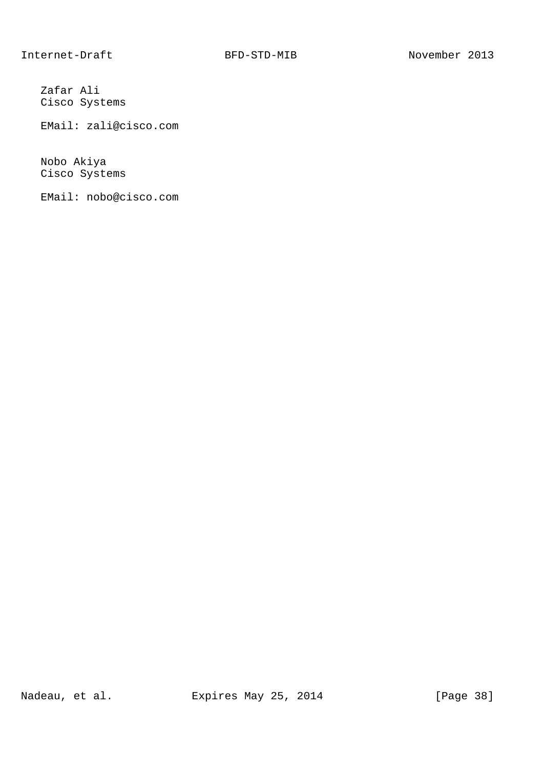Zafar Ali
Cisco Systems

EMail: zali@cisco.com

Nobo Akiya
Cisco Systems

EMail: nobo@cisco.com